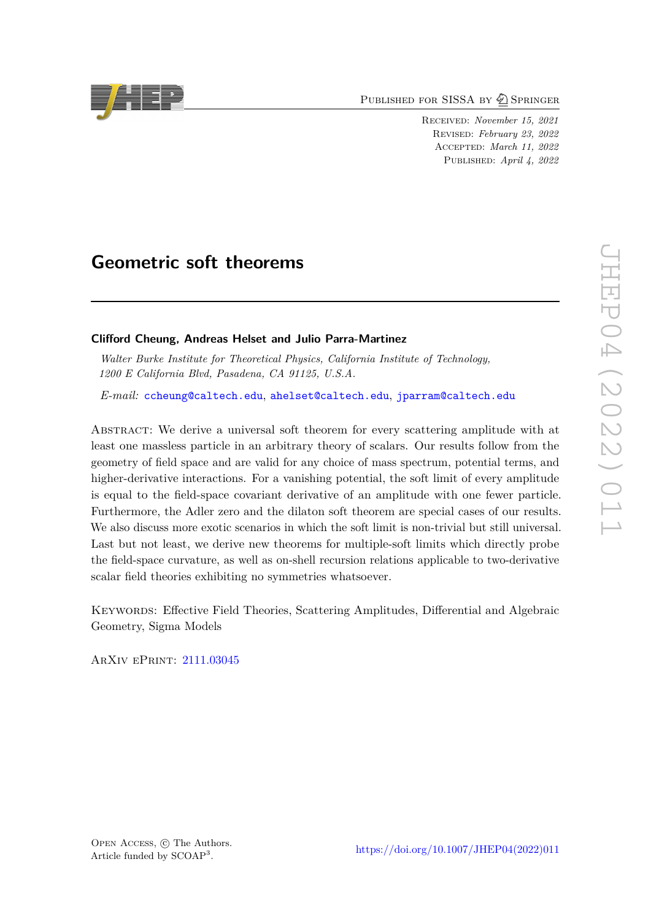Published for SISSA by Springer

Received: *November 15, 2021*
Revised: *February 23, 2022*
Accepted: *March 11, 2022*
Published: *April 4, 2022*

# Geometric soft theorems

**Clifford Cheung, Andreas Helset and Julio Parra-Martinez**

*Walter Burke Institute for Theoretical Physics, California Institute of Technology, 1200 E California Blvd, Pasadena, CA 91125, U.S.A.*

*E-mail:* ccheung@caltech.edu, ahelset@caltech.edu, jparram@caltech.edu

Abstract: We derive a universal soft theorem for every scattering amplitude with at least one massless particle in an arbitrary theory of scalars. Our results follow from the geometry of field space and are valid for any choice of mass spectrum, potential terms, and higher-derivative interactions. For a vanishing potential, the soft limit of every amplitude is equal to the field-space covariant derivative of an amplitude with one fewer particle. Furthermore, the Adler zero and the dilaton soft theorem are special cases of our results. We also discuss more exotic scenarios in which the soft limit is non-trivial but still universal. Last but not least, we derive new theorems for multiple-soft limits which directly probe the field-space curvature, as well as on-shell recursion relations applicable to two-derivative scalar field theories exhibiting no symmetries whatsoever.

Keywords: Effective Field Theories, Scattering Amplitudes, Differential and Algebraic Geometry, Sigma Models

ArXiv ePrint: 2111.03045

Open Access, © The Authors.
Article funded by SCOAP[3].

https://doi.org/10.1007/JHEP04(2022)011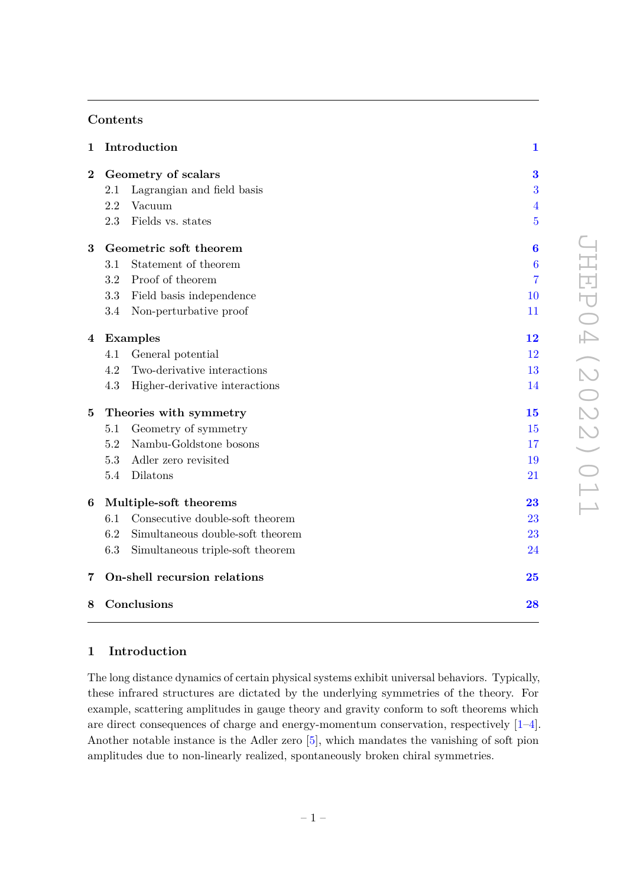## Contents

| | | |
|---|---|---|
| **1** | **Introduction** | **1** |
| **2** | **Geometry of scalars** | **3** |
| | 2.1 Lagrangian and field basis | 3 |
| | 2.2 Vacuum | 4 |
| | 2.3 Fields vs. states | 5 |
| **3** | **Geometric soft theorem** | **6** |
| | 3.1 Statement of theorem | 6 |
| | 3.2 Proof of theorem | 7 |
| | 3.3 Field basis independence | 10 |
| | 3.4 Non-perturbative proof | 11 |
| **4** | **Examples** | **12** |
| | 4.1 General potential | 12 |
| | 4.2 Two-derivative interactions | 13 |
| | 4.3 Higher-derivative interactions | 14 |
| **5** | **Theories with symmetry** | **15** |
| | 5.1 Geometry of symmetry | 15 |
| | 5.2 Nambu-Goldstone bosons | 17 |
| | 5.3 Adler zero revisited | 19 |
| | 5.4 Dilatons | 21 |
| **6** | **Multiple-soft theorems** | **23** |
| | 6.1 Consecutive double-soft theorem | 23 |
| | 6.2 Simultaneous double-soft theorem | 23 |
| | 6.3 Simultaneous triple-soft theorem | 24 |
| **7** | **On-shell recursion relations** | **25** |
| **8** | **Conclusions** | **28** |

## 1 Introduction

The long distance dynamics of certain physical systems exhibit universal behaviors. Typically, these infrared structures are dictated by the underlying symmetries of the theory. For example, scattering amplitudes in gauge theory and gravity conform to soft theorems which are direct consequences of charge and energy-momentum conservation, respectively [1–4]. Another notable instance is the Adler zero [5], which mandates the vanishing of soft pion amplitudes due to non-linearly realized, spontaneously broken chiral symmetries.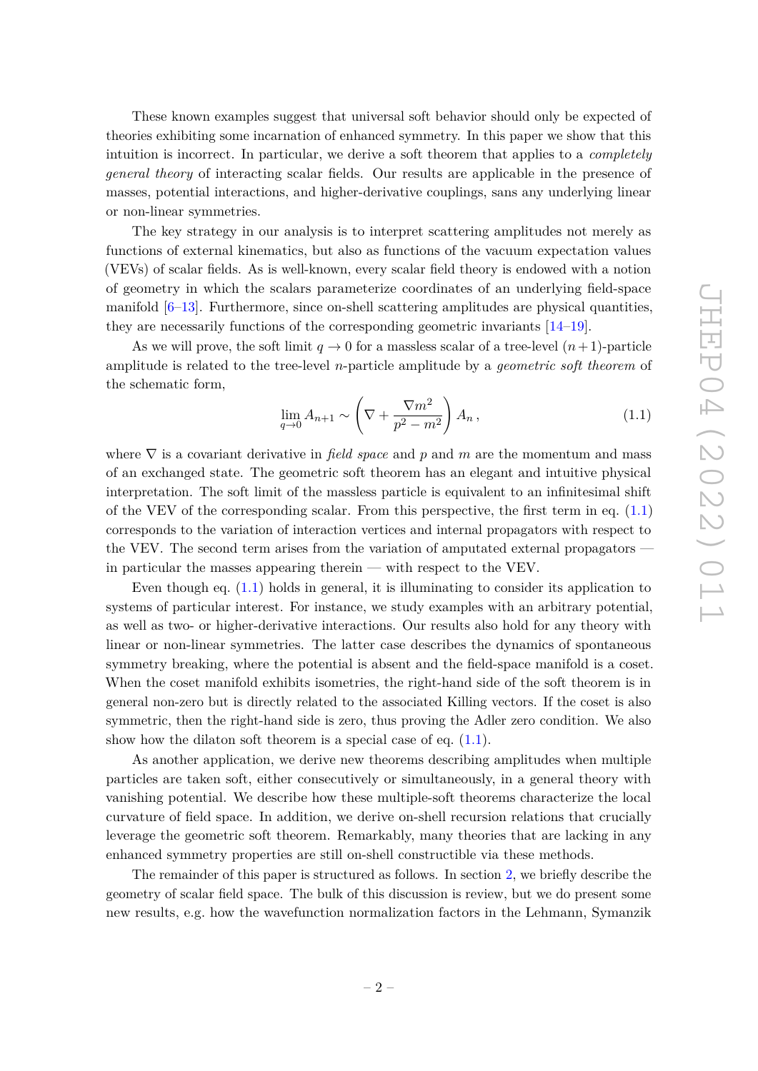These known examples suggest that universal soft behavior should only be expected of theories exhibiting some incarnation of enhanced symmetry. In this paper we show that this intuition is incorrect. In particular, we derive a soft theorem that applies to a *completely general theory* of interacting scalar fields. Our results are applicable in the presence of masses, potential interactions, and higher-derivative couplings, sans any underlying linear or non-linear symmetries.

The key strategy in our analysis is to interpret scattering amplitudes not merely as functions of external kinematics, but also as functions of the vacuum expectation values (VEVs) of scalar fields. As is well-known, every scalar field theory is endowed with a notion of geometry in which the scalars parameterize coordinates of an underlying field-space manifold [6–13]. Furthermore, since on-shell scattering amplitudes are physical quantities, they are necessarily functions of the corresponding geometric invariants [14–19].

As we will prove, the soft limit $q \to 0$ for a massless scalar of a tree-level $(n+1)$-particle amplitude is related to the tree-level $n$-particle amplitude by a *geometric soft theorem* of the schematic form,

$$\lim_{q\to 0} A_{n+1} \sim \left( \nabla + \frac{\nabla m^2}{p^2 - m^2} \right) A_n \,, \tag{1.1}$$

where $\nabla$ is a covariant derivative in *field space* and $p$ and $m$ are the momentum and mass of an exchanged state. The geometric soft theorem has an elegant and intuitive physical interpretation. The soft limit of the massless particle is equivalent to an infinitesimal shift of the VEV of the corresponding scalar. From this perspective, the first term in eq. (1.1) corresponds to the variation of interaction vertices and internal propagators with respect to the VEV. The second term arises from the variation of amputated external propagators — in particular the masses appearing therein — with respect to the VEV.

Even though eq. (1.1) holds in general, it is illuminating to consider its application to systems of particular interest. For instance, we study examples with an arbitrary potential, as well as two- or higher-derivative interactions. Our results also hold for any theory with linear or non-linear symmetries. The latter case describes the dynamics of spontaneous symmetry breaking, where the potential is absent and the field-space manifold is a coset. When the coset manifold exhibits isometries, the right-hand side of the soft theorem is in general non-zero but is directly related to the associated Killing vectors. If the coset is also symmetric, then the right-hand side is zero, thus proving the Adler zero condition. We also show how the dilaton soft theorem is a special case of eq. (1.1).

As another application, we derive new theorems describing amplitudes when multiple particles are taken soft, either consecutively or simultaneously, in a general theory with vanishing potential. We describe how these multiple-soft theorems characterize the local curvature of field space. In addition, we derive on-shell recursion relations that crucially leverage the geometric soft theorem. Remarkably, many theories that are lacking in any enhanced symmetry properties are still on-shell constructible via these methods.

The remainder of this paper is structured as follows. In section 2, we briefly describe the geometry of scalar field space. The bulk of this discussion is review, but we do present some new results, e.g. how the wavefunction normalization factors in the Lehmann, Symanzik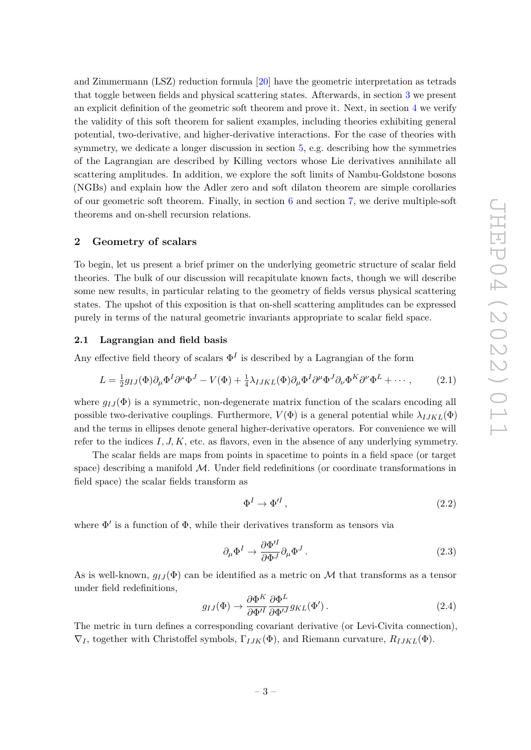and Zimmermann (LSZ) reduction formula [20] have the geometric interpretation as tetrads that toggle between fields and physical scattering states. Afterwards, in section 3 we present an explicit definition of the geometric soft theorem and prove it. Next, in section 4 we verify the validity of this soft theorem for salient examples, including theories exhibiting general potential, two-derivative, and higher-derivative interactions. For the case of theories with symmetry, we dedicate a longer discussion in section 5, e.g. describing how the symmetries of the Lagrangian are described by Killing vectors whose Lie derivatives annihilate all scattering amplitudes. In addition, we explore the soft limits of Nambu-Goldstone bosons (NGBs) and explain how the Adler zero and soft dilaton theorem are simple corollaries of our geometric soft theorem. Finally, in section 6 and section 7, we derive multiple-soft theorems and on-shell recursion relations.

## 2 Geometry of scalars

To begin, let us present a brief primer on the underlying geometric structure of scalar field theories. The bulk of our discussion will recapitulate known facts, though we will describe some new results, in particular relating to the geometry of fields versus physical scattering states. The upshot of this exposition is that on-shell scattering amplitudes can be expressed purely in terms of the natural geometric invariants appropriate to scalar field space.

### 2.1 Lagrangian and field basis

Any effective field theory of scalars $\Phi^I$ is described by a Lagrangian of the form

$$L = \tfrac{1}{2} g_{IJ}(\Phi)\partial_\mu \Phi^I \partial^\mu \Phi^J - V(\Phi) + \tfrac{1}{4}\lambda_{IJKL}(\Phi)\partial_\mu \Phi^I \partial^\mu \Phi^J \partial_\nu \Phi^K \partial^\nu \Phi^L + \cdots , \tag{2.1}$$

where $g_{IJ}(\Phi)$ is a symmetric, non-degenerate matrix function of the scalars encoding all possible two-derivative couplings. Furthermore, $V(\Phi)$ is a general potential while $\lambda_{IJKL}(\Phi)$ and the terms in ellipses denote general higher-derivative operators. For convenience we will refer to the indices $I, J, K$, etc. as flavors, even in the absence of any underlying symmetry.

The scalar fields are maps from points in spacetime to points in a field space (or target space) describing a manifold $\mathcal{M}$. Under field redefinitions (or coordinate transformations in field space) the scalar fields transform as

$$\Phi^I \to \Phi'^I , \tag{2.2}$$

where $\Phi'$ is a function of $\Phi$, while their derivatives transform as tensors via

$$\partial_\mu \Phi^I \to \frac{\partial \Phi'^I}{\partial \Phi^J}\partial_\mu \Phi^J . \tag{2.3}$$

As is well-known, $g_{IJ}(\Phi)$ can be identified as a metric on $\mathcal{M}$ that transforms as a tensor under field redefinitions,

$$g_{IJ}(\Phi) \to \frac{\partial \Phi^K}{\partial \Phi'^I}\frac{\partial \Phi^L}{\partial \Phi'^J} g_{KL}(\Phi') . \tag{2.4}$$

The metric in turn defines a corresponding covariant derivative (or Levi-Civita connection), $\nabla_I$, together with Christoffel symbols, $\Gamma_{IJK}(\Phi)$, and Riemann curvature, $R_{IJKL}(\Phi)$.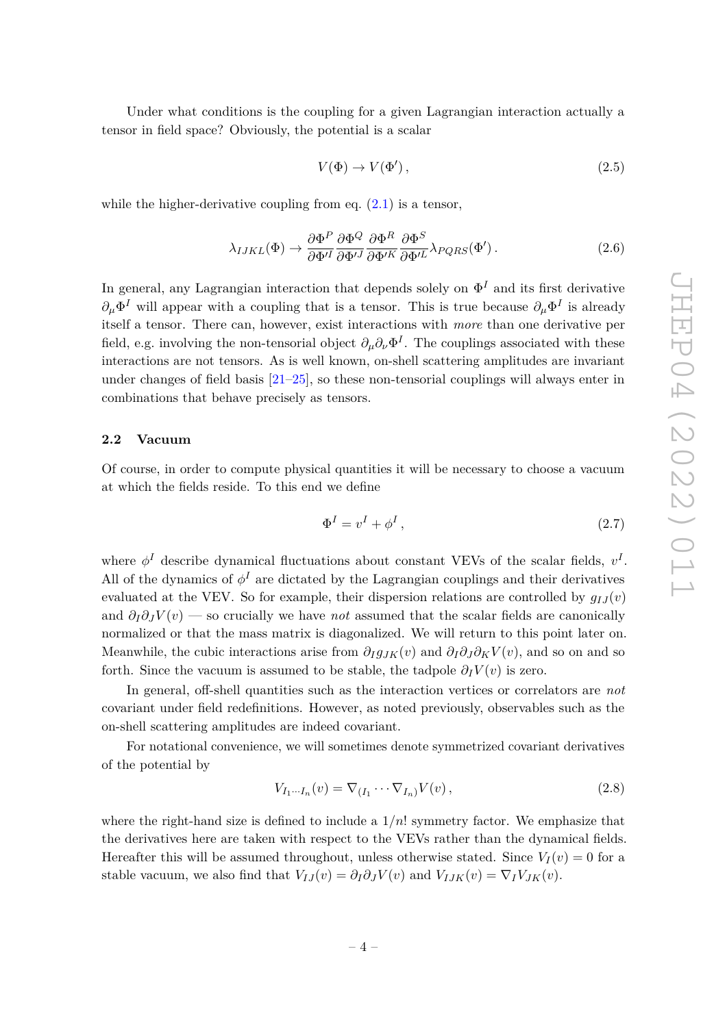Under what conditions is the coupling for a given Lagrangian interaction actually a tensor in field space? Obviously, the potential is a scalar

$$V(\Phi) \to V(\Phi')\,, \tag{2.5}$$

while the higher-derivative coupling from eq. (2.1) is a tensor,

$$\lambda_{IJKL}(\Phi) \to \frac{\partial \Phi^P}{\partial \Phi'^I}\frac{\partial \Phi^Q}{\partial \Phi'^J}\frac{\partial \Phi^R}{\partial \Phi'^K}\frac{\partial \Phi^S}{\partial \Phi'^L}\lambda_{PQRS}(\Phi')\,. \tag{2.6}$$

In general, any Lagrangian interaction that depends solely on $\Phi^I$ and its first derivative $\partial_\mu \Phi^I$ will appear with a coupling that is a tensor. This is true because $\partial_\mu \Phi^I$ is already itself a tensor. There can, however, exist interactions with *more* than one derivative per field, e.g. involving the non-tensorial object $\partial_\mu \partial_\nu \Phi^I$. The couplings associated with these interactions are not tensors. As is well known, on-shell scattering amplitudes are invariant under changes of field basis [21–25], so these non-tensorial couplings will always enter in combinations that behave precisely as tensors.

### 2.2 Vacuum

Of course, in order to compute physical quantities it will be necessary to choose a vacuum at which the fields reside. To this end we define

$$\Phi^I = v^I + \phi^I\,, \tag{2.7}$$

where $\phi^I$ describe dynamical fluctuations about constant VEVs of the scalar fields, $v^I$. All of the dynamics of $\phi^I$ are dictated by the Lagrangian couplings and their derivatives evaluated at the VEV. So for example, their dispersion relations are controlled by $g_{IJ}(v)$ and $\partial_I \partial_J V(v)$ — so crucially we have *not* assumed that the scalar fields are canonically normalized or that the mass matrix is diagonalized. We will return to this point later on. Meanwhile, the cubic interactions arise from $\partial_I g_{JK}(v)$ and $\partial_I \partial_J \partial_K V(v)$, and so on and so forth. Since the vacuum is assumed to be stable, the tadpole $\partial_I V(v)$ is zero.

In general, off-shell quantities such as the interaction vertices or correlators are *not* covariant under field redefinitions. However, as noted previously, observables such as the on-shell scattering amplitudes are indeed covariant.

For notational convenience, we will sometimes denote symmetrized covariant derivatives of the potential by

$$V_{I_1 \cdots I_n}(v) = \nabla_{(I_1} \cdots \nabla_{I_n)} V(v)\,, \tag{2.8}$$

where the right-hand size is defined to include a $1/n!$ symmetry factor. We emphasize that the derivatives here are taken with respect to the VEVs rather than the dynamical fields. Hereafter this will be assumed throughout, unless otherwise stated. Since $V_I(v) = 0$ for a stable vacuum, we also find that $V_{IJ}(v) = \partial_I \partial_J V(v)$ and $V_{IJK}(v) = \nabla_I V_{JK}(v)$.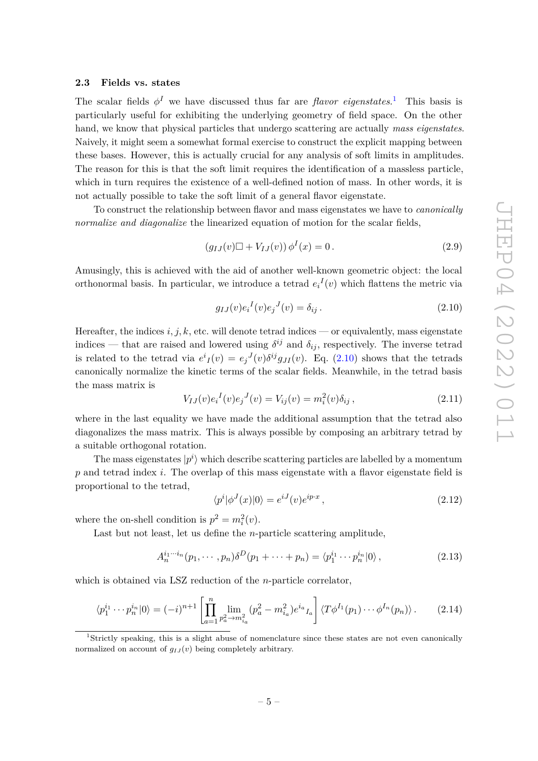### 2.3 Fields vs. states

The scalar fields $\phi^I$ we have discussed thus far are *flavor eigenstates*.[1] This basis is particularly useful for exhibiting the underlying geometry of field space. On the other hand, we know that physical particles that undergo scattering are actually *mass eigenstates*. Naively, it might seem a somewhat formal exercise to construct the explicit mapping between these bases. However, this is actually crucial for any analysis of soft limits in amplitudes. The reason for this is that the soft limit requires the identification of a massless particle, which in turn requires the existence of a well-defined notion of mass. In other words, it is not actually possible to take the soft limit of a general flavor eigenstate.

To construct the relationship between flavor and mass eigenstates we have to *canonically normalize and diagonalize* the linearized equation of motion for the scalar fields,

$$(g_{IJ}(v)\Box + V_{IJ}(v))\,\phi^I(x) = 0\,. \tag{2.9}$$

Amusingly, this is achieved with the aid of another well-known geometric object: the local orthonormal basis. In particular, we introduce a tetrad ${e_i}^I(v)$ which flattens the metric via

$$g_{IJ}(v){e_i}^I(v){e_j}^J(v) = \delta_{ij}\,. \tag{2.10}$$

Hereafter, the indices $i, j, k$, etc. will denote tetrad indices — or equivalently, mass eigenstate indices — that are raised and lowered using $\delta^{ij}$ and $\delta_{ij}$, respectively. The inverse tetrad is related to the tetrad via ${e^i}_I(v) = {e_j}^J(v)\delta^{ij}g_{JI}(v)$. Eq. (2.10) shows that the tetrads canonically normalize the kinetic terms of the scalar fields. Meanwhile, in the tetrad basis the mass matrix is

$$V_{IJ}(v){e_i}^I(v){e_j}^J(v) = V_{ij}(v) = m_i^2(v)\delta_{ij}\,, \tag{2.11}$$

where in the last equality we have made the additional assumption that the tetrad also diagonalizes the mass matrix. This is always possible by composing an arbitrary tetrad by a suitable orthogonal rotation.

The mass eigenstates $|p^i\rangle$ which describe scattering particles are labelled by a momentum $p$ and tetrad index $i$. The overlap of this mass eigenstate with a flavor eigenstate field is proportional to the tetrad,

$$\langle p^i|\phi^J(x)|0\rangle = e^{iJ}(v)e^{ip\cdot x}\,, \tag{2.12}$$

where the on-shell condition is $p^2 = m_i^2(v)$.

Last but not least, let us define the $n$-particle scattering amplitude,

$$A_n^{i_1\cdots i_n}(p_1,\cdots,p_n)\delta^D(p_1+\cdots+p_n) = \langle p_1^{i_1}\cdots p_n^{i_n}|0\rangle\,, \tag{2.13}$$

which is obtained via LSZ reduction of the $n$-particle correlator,

$$\langle p_1^{i_1}\cdots p_n^{i_n}|0\rangle = (-i)^{n+1}\left[\prod_{a=1}^{n}\lim_{p_a^2\to m_{i_a}^2}(p_a^2-m_{i_a}^2){e^{i_a}}_{I_a}\right]\langle T\phi^{I_1}(p_1)\cdots\phi^{I_n}(p_n)\rangle\,. \tag{2.14}$$

[1] Strictly speaking, this is a slight abuse of nomenclature since these states are not even canonically normalized on account of $g_{IJ}(v)$ being completely arbitrary.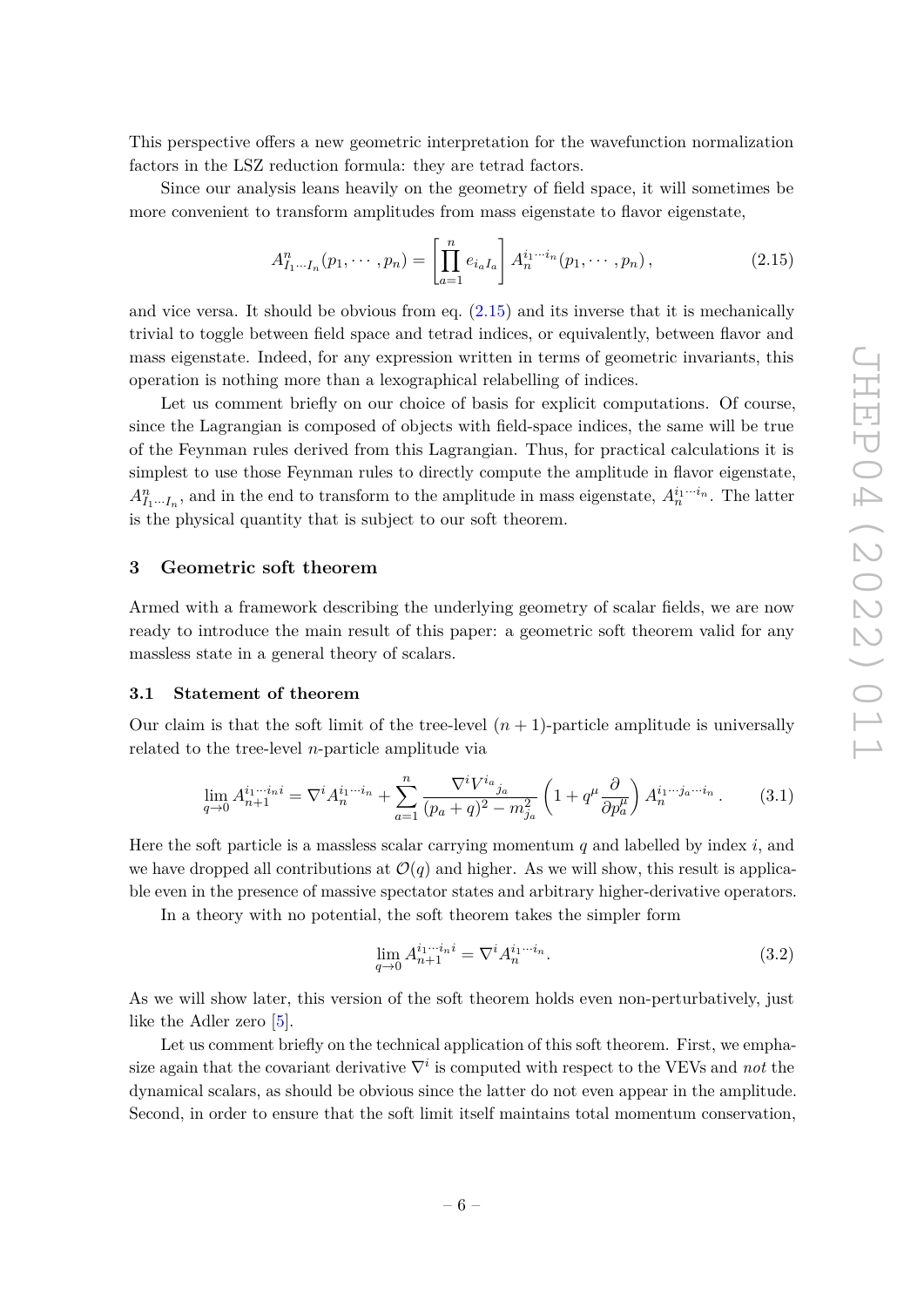This perspective offers a new geometric interpretation for the wavefunction normalization factors in the LSZ reduction formula: they are tetrad factors.

Since our analysis leans heavily on the geometry of field space, it will sometimes be more convenient to transform amplitudes from mass eigenstate to flavor eigenstate,

$$A^n_{I_1\cdots I_n}(p_1,\cdots,p_n) = \left[\prod_{a=1}^{n} e_{i_a I_a}\right] A_n^{i_1\cdots i_n}(p_1,\cdots,p_n)\,, \tag{2.15}$$

and vice versa. It should be obvious from eq. (2.15) and its inverse that it is mechanically trivial to toggle between field space and tetrad indices, or equivalently, between flavor and mass eigenstate. Indeed, for any expression written in terms of geometric invariants, this operation is nothing more than a lexographical relabelling of indices.

Let us comment briefly on our choice of basis for explicit computations. Of course, since the Lagrangian is composed of objects with field-space indices, the same will be true of the Feynman rules derived from this Lagrangian. Thus, for practical calculations it is simplest to use those Feynman rules to directly compute the amplitude in flavor eigenstate, $A^n_{I_1\cdots I_n}$, and in the end to transform to the amplitude in mass eigenstate, $A_n^{i_1\cdots i_n}$. The latter is the physical quantity that is subject to our soft theorem.

## 3 Geometric soft theorem

Armed with a framework describing the underlying geometry of scalar fields, we are now ready to introduce the main result of this paper: a geometric soft theorem valid for any massless state in a general theory of scalars.

### 3.1 Statement of theorem

Our claim is that the soft limit of the tree-level $(n+1)$-particle amplitude is universally related to the tree-level $n$-particle amplitude via

$$\lim_{q\to 0} A_{n+1}^{i_1\cdots i_n i} = \nabla^i A_n^{i_1\cdots i_n} + \sum_{a=1}^{n} \frac{\nabla^i V^{i_a}{}_{j_a}}{(p_a+q)^2 - m_{j_a}^2}\left(1 + q^\mu \frac{\partial}{\partial p_a^\mu}\right) A_n^{i_1\cdots j_a\cdots i_n}\,. \tag{3.1}$$

Here the soft particle is a massless scalar carrying momentum $q$ and labelled by index $i$, and we have dropped all contributions at $\mathcal{O}(q)$ and higher. As we will show, this result is applicable even in the presence of massive spectator states and arbitrary higher-derivative operators.

In a theory with no potential, the soft theorem takes the simpler form

$$\lim_{q\to 0} A_{n+1}^{i_1\cdots i_n i} = \nabla^i A_n^{i_1\cdots i_n}. \tag{3.2}$$

As we will show later, this version of the soft theorem holds even non-perturbatively, just like the Adler zero [5].

Let us comment briefly on the technical application of this soft theorem. First, we emphasize again that the covariant derivative $\nabla^i$ is computed with respect to the VEVs and *not* the dynamical scalars, as should be obvious since the latter do not even appear in the amplitude. Second, in order to ensure that the soft limit itself maintains total momentum conservation,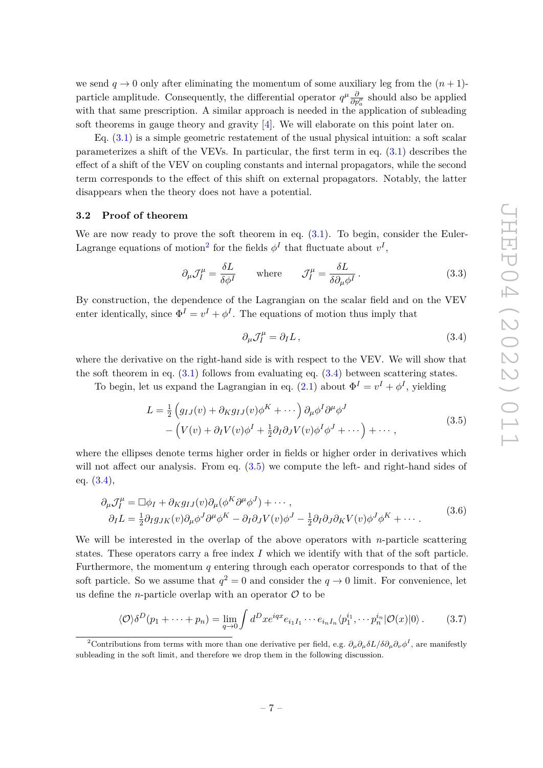we send $q \to 0$ only after eliminating the momentum of some auxiliary leg from the $(n+1)$-particle amplitude. Consequently, the differential operator $q^\mu \frac{\partial}{\partial p_a^\mu}$ should also be applied with that same prescription. A similar approach is needed in the application of subleading soft theorems in gauge theory and gravity [4]. We will elaborate on this point later on.

Eq. (3.1) is a simple geometric restatement of the usual physical intuition: a soft scalar parameterizes a shift of the VEVs. In particular, the first term in eq. (3.1) describes the effect of a shift of the VEV on coupling constants and internal propagators, while the second term corresponds to the effect of this shift on external propagators. Notably, the latter disappears when the theory does not have a potential.

### 3.2 Proof of theorem

We are now ready to prove the soft theorem in eq. (3.1). To begin, consider the Euler-Lagrange equations of motion[2] for the fields $\phi^I$ that fluctuate about $v^I$,

$$\partial_\mu \mathcal{J}_I^\mu = \frac{\delta L}{\delta \phi^I} \qquad \text{where} \qquad \mathcal{J}_I^\mu = \frac{\delta L}{\delta \partial_\mu \phi^I}\,. \tag{3.3}$$

By construction, the dependence of the Lagrangian on the scalar field and on the VEV enter identically, since $\Phi^I = v^I + \phi^I$. The equations of motion thus imply that

$$\partial_\mu \mathcal{J}_I^\mu = \partial_I L\,, \tag{3.4}$$

where the derivative on the right-hand side is with respect to the VEV. We will show that the soft theorem in eq. (3.1) follows from evaluating eq. (3.4) between scattering states.

To begin, let us expand the Lagrangian in eq. (2.1) about $\Phi^I = v^I + \phi^I$, yielding

$$\begin{aligned} L = {} & \tfrac{1}{2}\Big(g_{IJ}(v) + \partial_K g_{IJ}(v)\phi^K + \cdots\Big)\,\partial_\mu \phi^I \partial^\mu \phi^J \\ & - \Big(V(v) + \partial_I V(v)\phi^I + \tfrac{1}{2}\partial_I\partial_J V(v)\phi^I\phi^J + \cdots\Big) + \cdots\,, \end{aligned} \tag{3.5}$$

where the ellipses denote terms higher order in fields or higher order in derivatives which will not affect our analysis. From eq. (3.5) we compute the left- and right-hand sides of eq. (3.4),

$$\begin{aligned} \partial_\mu \mathcal{J}_I^\mu &= \Box\phi_I + \partial_K g_{IJ}(v)\partial_\mu(\phi^K\partial^\mu\phi^J) + \cdots\,, \\ \partial_I L &= \tfrac{1}{2}\partial_I g_{JK}(v)\partial_\mu\phi^J\partial^\mu\phi^K - \partial_I\partial_J V(v)\phi^J - \tfrac{1}{2}\partial_I\partial_J\partial_K V(v)\phi^J\phi^K + \cdots\,. \end{aligned} \tag{3.6}$$

We will be interested in the overlap of the above operators with $n$-particle scattering states. These operators carry a free index $I$ which we identify with that of the soft particle. Furthermore, the momentum $q$ entering through each operator corresponds to that of the soft particle. So we assume that $q^2 = 0$ and consider the $q \to 0$ limit. For convenience, let us define the $n$-particle overlap with an operator $\mathcal{O}$ to be

$$\langle \mathcal{O} \rangle \delta^D(p_1 + \cdots + p_n) = \lim_{q\to 0} \int d^D x e^{iqx} e_{i_1 I_1}\cdots e_{i_n I_n} \langle p_1^{i_1}, \cdots p_n^{i_n} | \mathcal{O}(x) | 0 \rangle\,. \tag{3.7}$$

[2] Contributions from terms with more than one derivative per field, e.g. $\partial_\mu\partial_\nu \delta L/\delta\partial_\mu\partial_\nu\phi^I$, are manifestly subleading in the soft limit, and therefore we drop them in the following discussion.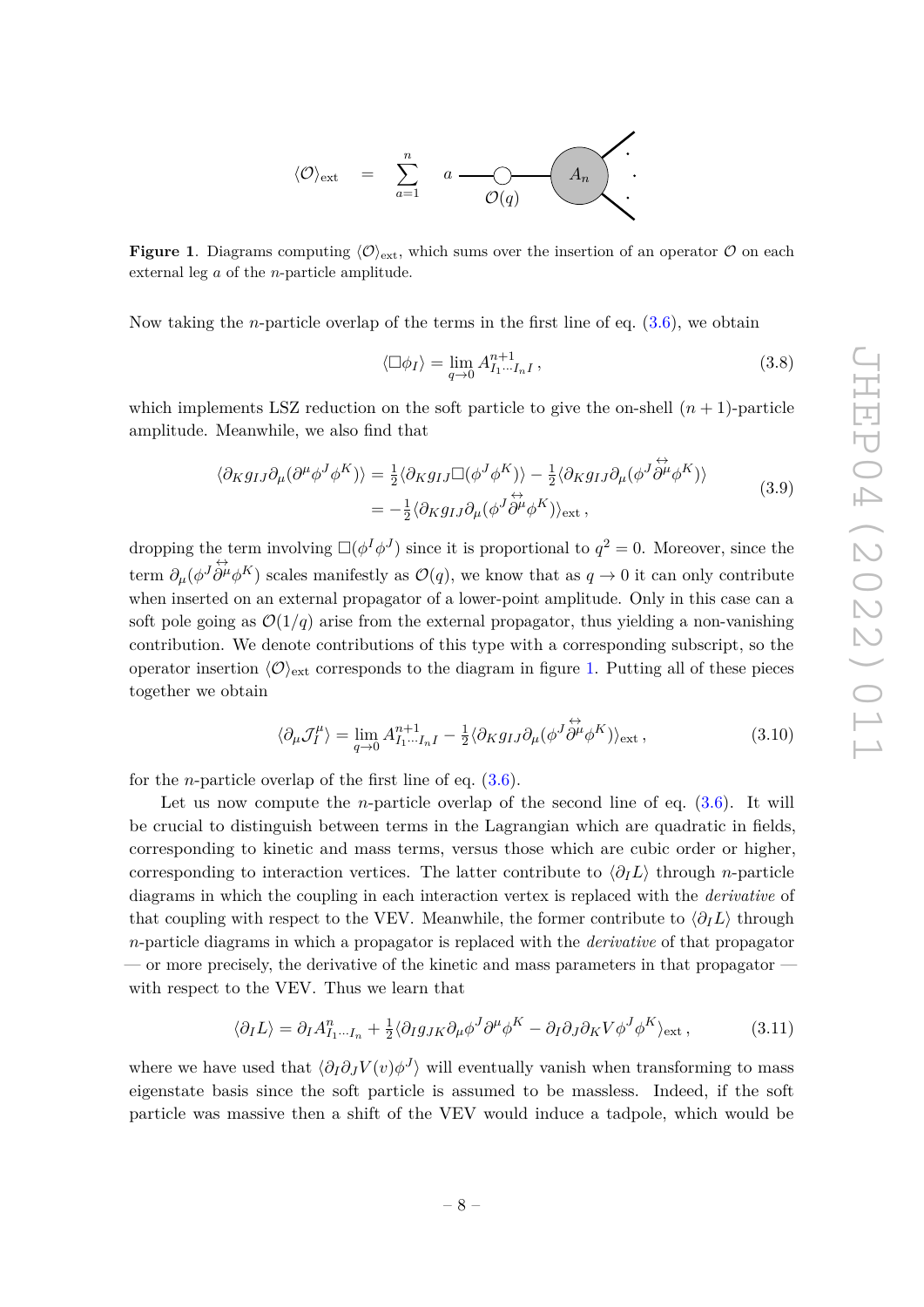$$\langle \mathcal{O} \rangle_{\rm ext} \quad = \quad \sum_{a=1}^{n} \quad a \; \underset{\mathcal{O}(q)}{—\!\circ\!—} \; A_n$$

**Figure 1**. Diagrams computing $\langle \mathcal{O} \rangle_{\rm ext}$, which sums over the insertion of an operator $\mathcal{O}$ on each external leg $a$ of the $n$-particle amplitude.

Now taking the $n$-particle overlap of the terms in the first line of eq. (3.6), we obtain

$$\langle \Box \phi_I \rangle = \lim_{q \to 0} A^{n+1}_{I_1 \cdots I_n I} \,, \tag{3.8}$$

which implements LSZ reduction on the soft particle to give the on-shell $(n+1)$-particle amplitude. Meanwhile, we also find that

$$\begin{aligned} \langle \partial_K g_{IJ} \partial_\mu (\partial^\mu \phi^J \phi^K) \rangle &= \tfrac{1}{2} \langle \partial_K g_{IJ} \Box (\phi^J \phi^K) \rangle - \tfrac{1}{2} \langle \partial_K g_{IJ} \partial_\mu (\phi^J \overset{\leftrightarrow}{\partial^\mu} \phi^K) \rangle \\ &= -\tfrac{1}{2} \langle \partial_K g_{IJ} \partial_\mu (\phi^J \overset{\leftrightarrow}{\partial^\mu} \phi^K) \rangle_{\rm ext} \,, \end{aligned} \tag{3.9}$$

dropping the term involving $\Box(\phi^I \phi^J)$ since it is proportional to $q^2 = 0$. Moreover, since the term $\partial_\mu (\phi^J \overset{\leftrightarrow}{\partial^\mu} \phi^K)$ scales manifestly as $\mathcal{O}(q)$, we know that as $q \to 0$ it can only contribute when inserted on an external propagator of a lower-point amplitude. Only in this case can a soft pole going as $\mathcal{O}(1/q)$ arise from the external propagator, thus yielding a non-vanishing contribution. We denote contributions of this type with a corresponding subscript, so the operator insertion $\langle \mathcal{O} \rangle_{\rm ext}$ corresponds to the diagram in figure 1. Putting all of these pieces together we obtain

$$\langle \partial_\mu \mathcal{J}^\mu_I \rangle = \lim_{q \to 0} A^{n+1}_{I_1 \cdots I_n I} - \tfrac{1}{2} \langle \partial_K g_{IJ} \partial_\mu (\phi^J \overset{\leftrightarrow}{\partial^\mu} \phi^K) \rangle_{\rm ext} \,, \tag{3.10}$$

for the $n$-particle overlap of the first line of eq. (3.6).

Let us now compute the $n$-particle overlap of the second line of eq. (3.6). It will be crucial to distinguish between terms in the Lagrangian which are quadratic in fields, corresponding to kinetic and mass terms, versus those which are cubic order or higher, corresponding to interaction vertices. The latter contribute to $\langle \partial_I L \rangle$ through $n$-particle diagrams in which the coupling in each interaction vertex is replaced with the *derivative* of that coupling with respect to the VEV. Meanwhile, the former contribute to $\langle \partial_I L \rangle$ through $n$-particle diagrams in which a propagator is replaced with the *derivative* of that propagator — or more precisely, the derivative of the kinetic and mass parameters in that propagator — with respect to the VEV. Thus we learn that

$$\langle \partial_I L \rangle = \partial_I A^n_{I_1 \cdots I_n} + \tfrac{1}{2} \langle \partial_I g_{JK} \partial_\mu \phi^J \partial^\mu \phi^K - \partial_I \partial_J \partial_K V \phi^J \phi^K \rangle_{\rm ext} \,, \tag{3.11}$$

where we have used that $\langle \partial_I \partial_J V(v) \phi^J \rangle$ will eventually vanish when transforming to mass eigenstate basis since the soft particle is assumed to be massless. Indeed, if the soft particle was massive then a shift of the VEV would induce a tadpole, which would be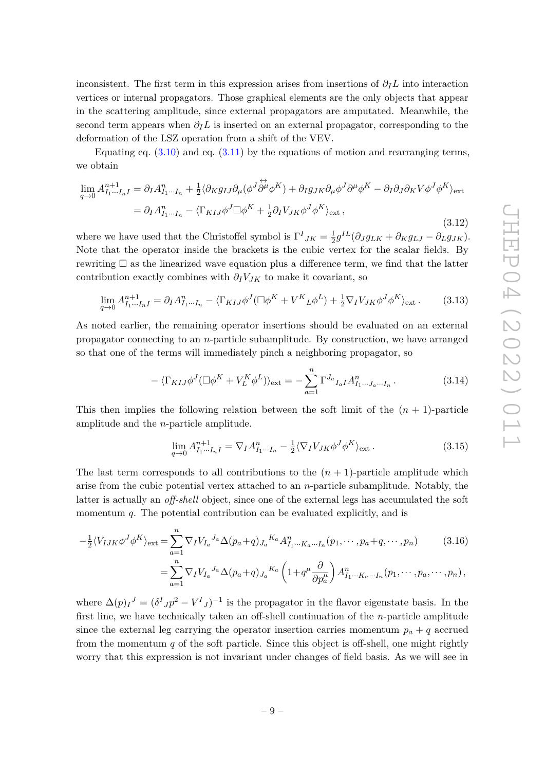inconsistent. The first term in this expression arises from insertions of $\partial_I L$ into interaction vertices or internal propagators. Those graphical elements are the only objects that appear in the scattering amplitude, since external propagators are amputated. Meanwhile, the second term appears when $\partial_I L$ is inserted on an external propagator, corresponding to the deformation of the LSZ operation from a shift of the VEV.

Equating eq. (3.10) and eq. (3.11) by the equations of motion and rearranging terms, we obtain

$$
\begin{aligned}
\lim_{q\to 0} A^{n+1}_{I_1\cdots I_n I} &= \partial_I A^n_{I_1\cdots I_n} + \tfrac{1}{2}\langle \partial_K g_{IJ}\partial_\mu(\phi^J \overleftrightarrow{\partial^\mu}\phi^K) + \partial_I g_{JK}\partial_\mu\phi^J\partial^\mu\phi^K - \partial_I\partial_J\partial_K V\phi^J\phi^K\rangle_{\rm ext} \\
&= \partial_I A^n_{I_1\cdots I_n} - \langle \Gamma_{KIJ}\phi^J\Box\phi^K + \tfrac{1}{2}\partial_I V_{JK}\phi^J\phi^K\rangle_{\rm ext}\,,
\end{aligned}
\tag{3.12}
$$

where we have used that the Christoffel symbol is $\Gamma^I{}_{JK} = \frac{1}{2}g^{IL}(\partial_J g_{LK} + \partial_K g_{LJ} - \partial_L g_{JK})$. Note that the operator inside the brackets is the cubic vertex for the scalar fields. By rewriting $\Box$ as the linearized wave equation plus a difference term, we find that the latter contribution exactly combines with $\partial_I V_{JK}$ to make it covariant, so

$$
\lim_{q\to 0} A^{n+1}_{I_1\cdots I_n I} = \partial_I A^n_{I_1\cdots I_n} - \langle \Gamma_{KIJ}\phi^J(\Box\phi^K + V^K{}_L\phi^L) + \tfrac{1}{2}\nabla_I V_{JK}\phi^J\phi^K\rangle_{\rm ext}\,. \tag{3.13}
$$

As noted earlier, the remaining operator insertions should be evaluated on an external propagator connecting to an $n$-particle subamplitude. By construction, we have arranged so that one of the terms will immediately pinch a neighboring propagator, so

$$
-\langle \Gamma_{KIJ}\phi^J(\Box\phi^K + V^K_L\phi^L)\rangle_{\rm ext} = -\sum_{a=1}^{n}\Gamma^{J_a}{}_{I_a I}A^n_{I_1\cdots J_a\cdots I_n}\,. \tag{3.14}
$$

This then implies the following relation between the soft limit of the $(n+1)$-particle amplitude and the $n$-particle amplitude.

$$
\lim_{q\to 0} A^{n+1}_{I_1\cdots I_n I} = \nabla_I A^n_{I_1\cdots I_n} - \tfrac{1}{2}\langle \nabla_I V_{JK}\phi^J\phi^K\rangle_{\rm ext}\,. \tag{3.15}
$$

The last term corresponds to all contributions to the $(n+1)$-particle amplitude which arise from the cubic potential vertex attached to an $n$-particle subamplitude. Notably, the latter is actually an *off-shell* object, since one of the external legs has accumulated the soft momentum $q$. The potential contribution can be evaluated explicitly, and is

$$
\begin{aligned}
-\tfrac{1}{2}\langle V_{IJK}\phi^J\phi^K\rangle_{\rm ext} &= \sum_{a=1}^{n}\nabla_I V_{I_a}{}^{J_a}\Delta(p_a+q)_{J_a}{}^{K_a}A^n_{I_1\cdots K_a\cdots I_n}(p_1,\cdots,p_a+q,\cdots,p_n) \\
&= \sum_{a=1}^{n}\nabla_I V_{I_a}{}^{J_a}\Delta(p_a+q)_{J_a}{}^{K_a}\left(1+q^\mu\frac{\partial}{\partial p_a^\mu}\right)A^n_{I_1\cdots K_a\cdots I_n}(p_1,\cdots,p_a,\cdots,p_n)\,,
\end{aligned}
\tag{3.16}
$$

where $\Delta(p)_I{}^J = (\delta^I{}_J p^2 - V^I{}_J)^{-1}$ is the propagator in the flavor eigenstate basis. In the first line, we have technically taken an off-shell continuation of the $n$-particle amplitude since the external leg carrying the operator insertion carries momentum $p_a + q$ accrued from the momentum $q$ of the soft particle. Since this object is off-shell, one might rightly worry that this expression is not invariant under changes of field basis. As we will see in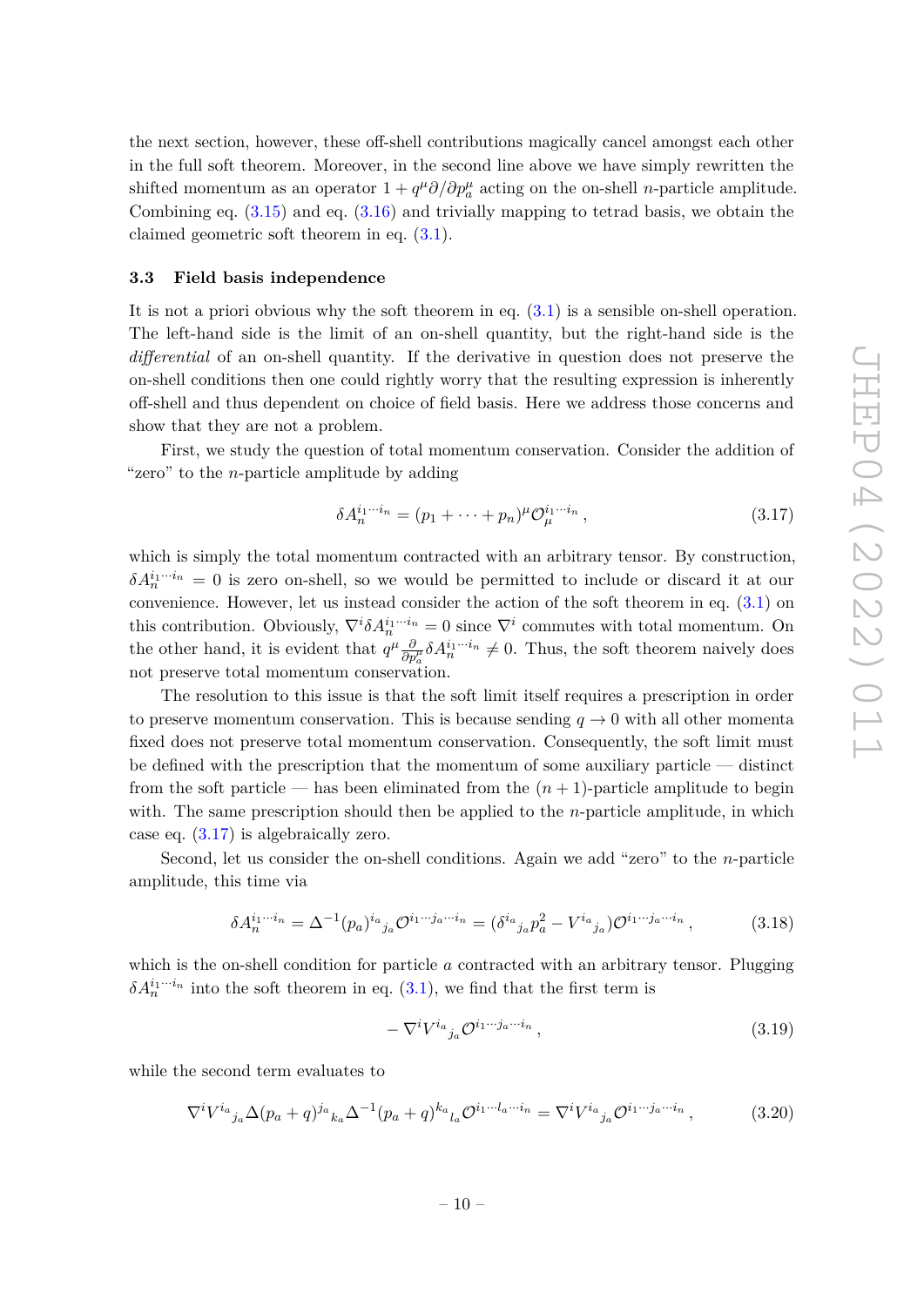the next section, however, these off-shell contributions magically cancel amongst each other in the full soft theorem. Moreover, in the second line above we have simply rewritten the shifted momentum as an operator $1 + q^\mu \partial/\partial p_a^\mu$ acting on the on-shell $n$-particle amplitude. Combining eq. (3.15) and eq. (3.16) and trivially mapping to tetrad basis, we obtain the claimed geometric soft theorem in eq. (3.1).

### 3.3 Field basis independence

It is not a priori obvious why the soft theorem in eq. (3.1) is a sensible on-shell operation. The left-hand side is the limit of an on-shell quantity, but the right-hand side is the *differential* of an on-shell quantity. If the derivative in question does not preserve the on-shell conditions then one could rightly worry that the resulting expression is inherently off-shell and thus dependent on choice of field basis. Here we address those concerns and show that they are not a problem.

First, we study the question of total momentum conservation. Consider the addition of "zero" to the $n$-particle amplitude by adding

$$\delta A_n^{i_1\cdots i_n} = (p_1 + \cdots + p_n)^\mu \mathcal{O}_\mu^{i_1\cdots i_n}\,, \tag{3.17}$$

which is simply the total momentum contracted with an arbitrary tensor. By construction, $\delta A_n^{i_1\cdots i_n} = 0$ is zero on-shell, so we would be permitted to include or discard it at our convenience. However, let us instead consider the action of the soft theorem in eq. (3.1) on this contribution. Obviously, $\nabla^i \delta A_n^{i_1\cdots i_n} = 0$ since $\nabla^i$ commutes with total momentum. On the other hand, it is evident that $q^\mu \frac{\partial}{\partial p_a^\mu} \delta A_n^{i_1\cdots i_n} \neq 0$. Thus, the soft theorem naively does not preserve total momentum conservation.

The resolution to this issue is that the soft limit itself requires a prescription in order to preserve momentum conservation. This is because sending $q \to 0$ with all other momenta fixed does not preserve total momentum conservation. Consequently, the soft limit must be defined with the prescription that the momentum of some auxiliary particle — distinct from the soft particle — has been eliminated from the $(n+1)$-particle amplitude to begin with. The same prescription should then be applied to the $n$-particle amplitude, in which case eq. (3.17) is algebraically zero.

Second, let us consider the on-shell conditions. Again we add "zero" to the $n$-particle amplitude, this time via

$$\delta A_n^{i_1\cdots i_n} = \Delta^{-1}(p_a)^{i_a}{}_{j_a} \mathcal{O}^{i_1\cdots j_a \cdots i_n} = (\delta^{i_a}{}_{j_a} p_a^2 - V^{i_a}{}_{j_a}) \mathcal{O}^{i_1\cdots j_a\cdots i_n}\,, \tag{3.18}$$

which is the on-shell condition for particle $a$ contracted with an arbitrary tensor. Plugging $\delta A_n^{i_1\cdots i_n}$ into the soft theorem in eq. (3.1), we find that the first term is

$$-\nabla^i V^{i_a}{}_{j_a} \mathcal{O}^{i_1\cdots j_a\cdots i_n}\,, \tag{3.19}$$

while the second term evaluates to

$$\nabla^i V^{i_a}{}_{j_a} \Delta(p_a+q)^{j_a}{}_{k_a} \Delta^{-1}(p_a+q)^{k_a}{}_{l_a} \mathcal{O}^{i_1\cdots l_a\cdots i_n} = \nabla^i V^{i_a}{}_{j_a} \mathcal{O}^{i_1\cdots j_a\cdots i_n}\,, \tag{3.20}$$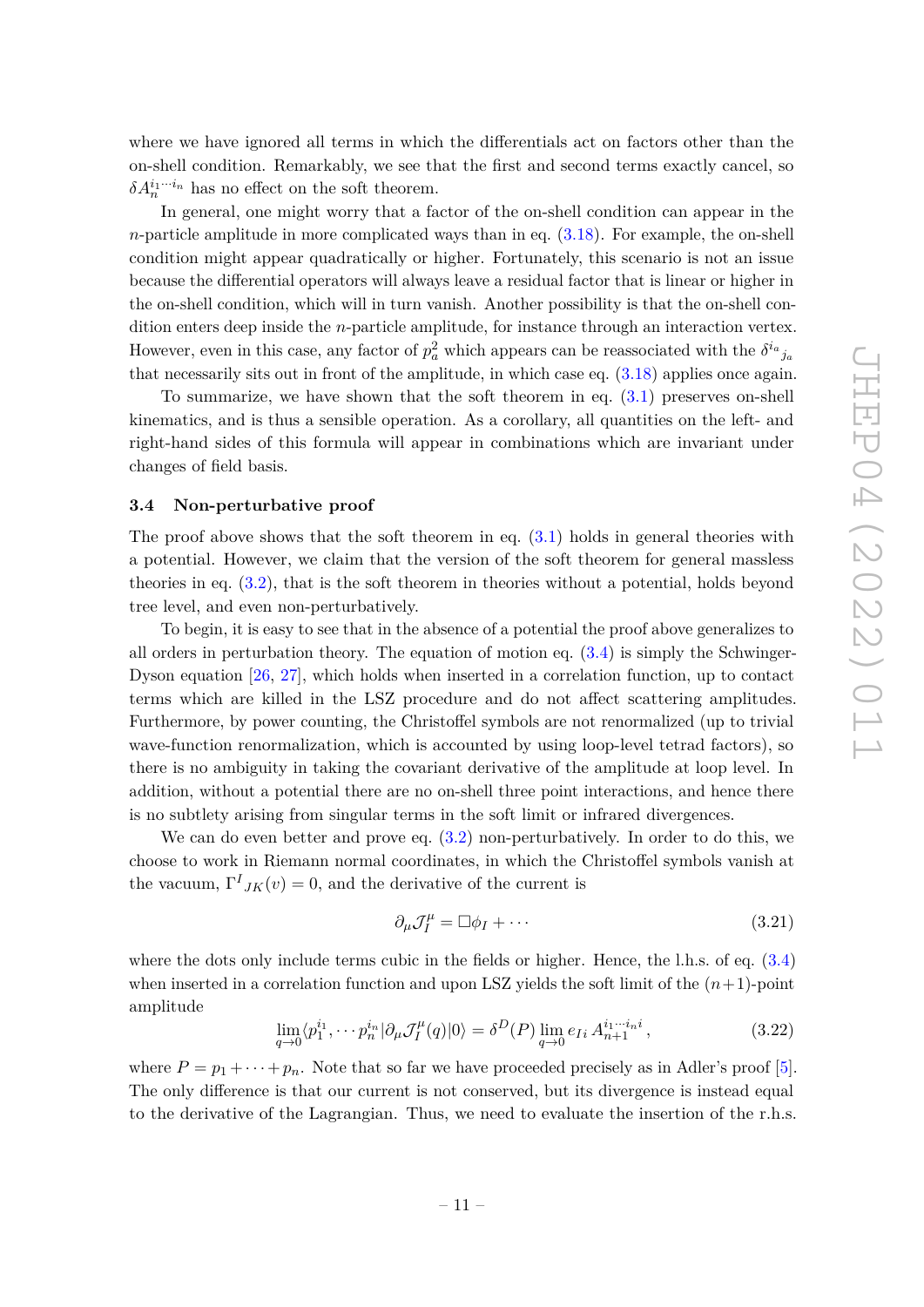where we have ignored all terms in which the differentials act on factors other than the on-shell condition. Remarkably, we see that the first and second terms exactly cancel, so $\delta A_n^{i_1\cdots i_n}$ has no effect on the soft theorem.

In general, one might worry that a factor of the on-shell condition can appear in the $n$-particle amplitude in more complicated ways than in eq. (3.18). For example, the on-shell condition might appear quadratically or higher. Fortunately, this scenario is not an issue because the differential operators will always leave a residual factor that is linear or higher in the on-shell condition, which will in turn vanish. Another possibility is that the on-shell condition enters deep inside the $n$-particle amplitude, for instance through an interaction vertex. However, even in this case, any factor of $p_a^2$ which appears can be reassociated with the $\delta^{i_a}{}_{j_a}$ that necessarily sits out in front of the amplitude, in which case eq. (3.18) applies once again.

To summarize, we have shown that the soft theorem in eq. (3.1) preserves on-shell kinematics, and is thus a sensible operation. As a corollary, all quantities on the left- and right-hand sides of this formula will appear in combinations which are invariant under changes of field basis.

### 3.4 Non-perturbative proof

The proof above shows that the soft theorem in eq. (3.1) holds in general theories with a potential. However, we claim that the version of the soft theorem for general massless theories in eq. (3.2), that is the soft theorem in theories without a potential, holds beyond tree level, and even non-perturbatively.

To begin, it is easy to see that in the absence of a potential the proof above generalizes to all orders in perturbation theory. The equation of motion eq. (3.4) is simply the Schwinger-Dyson equation [26, 27], which holds when inserted in a correlation function, up to contact terms which are killed in the LSZ procedure and do not affect scattering amplitudes. Furthermore, by power counting, the Christoffel symbols are not renormalized (up to trivial wave-function renormalization, which is accounted by using loop-level tetrad factors), so there is no ambiguity in taking the covariant derivative of the amplitude at loop level. In addition, without a potential there are no on-shell three point interactions, and hence there is no subtlety arising from singular terms in the soft limit or infrared divergences.

We can do even better and prove eq. (3.2) non-perturbatively. In order to do this, we choose to work in Riemann normal coordinates, in which the Christoffel symbols vanish at the vacuum, $\Gamma^I{}_{JK}(v) = 0$, and the derivative of the current is

$$\partial_\mu \mathcal{J}_I^\mu = \Box \phi_I + \cdots \tag{3.21}$$

where the dots only include terms cubic in the fields or higher. Hence, the l.h.s. of eq. (3.4) when inserted in a correlation function and upon LSZ yields the soft limit of the $(n+1)$-point amplitude

$$\lim_{q\to 0} \langle p_1^{i_1}, \cdots p_n^{i_n} | \partial_\mu \mathcal{J}_I^\mu(q) | 0 \rangle = \delta^D(P) \lim_{q\to 0} e_{Ii}\, A_{n+1}^{i_1\cdots i_n i}\,, \tag{3.22}$$

where $P = p_1 + \cdots + p_n$. Note that so far we have proceeded precisely as in Adler's proof [5]. The only difference is that our current is not conserved, but its divergence is instead equal to the derivative of the Lagrangian. Thus, we need to evaluate the insertion of the r.h.s.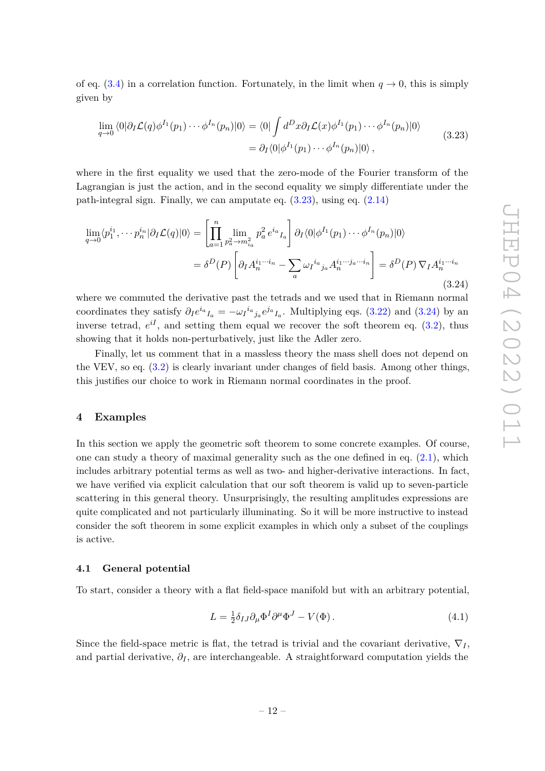of eq. (3.4) in a correlation function. Fortunately, in the limit when $q \to 0$, this is simply given by

$$
\begin{aligned}
\lim_{q\to 0} \langle 0|\partial_I \mathcal{L}(q)\phi^{I_1}(p_1)\cdots\phi^{I_n}(p_n)|0\rangle &= \langle 0| \int d^D x \partial_I \mathcal{L}(x)\phi^{I_1}(p_1)\cdots\phi^{I_n}(p_n)|0\rangle \\
&= \partial_I \langle 0|\phi^{I_1}(p_1)\cdots\phi^{I_n}(p_n)|0\rangle\,,
\end{aligned}
\tag{3.23}
$$

where in the first equality we used that the zero-mode of the Fourier transform of the Lagrangian is just the action, and in the second equality we simply differentiate under the path-integral sign. Finally, we can amputate eq. (3.23), using eq. (2.14)

$$
\begin{aligned}
\lim_{q\to 0}\langle p_1^{i_1},\cdots p_n^{i_n}|\partial_I \mathcal{L}(q)|0\rangle &= \left[\prod_{a=1}^{n} \lim_{p_a^2\to m_{i_a}^2} p_a^2\, e^{i_a}{}_{I_a}\right] \partial_I \langle 0|\phi^{I_1}(p_1)\cdots\phi^{I_n}(p_n)|0\rangle \\
&= \delta^D(P)\left[\partial_I A_n^{i_1\cdots i_n} - \sum_a \omega_I{}^{i_a}{}_{j_a} A_n^{i_1\cdots j_a\cdots i_n}\right] = \delta^D(P)\,\nabla_I A_n^{i_1\cdots i_n}
\end{aligned}
\tag{3.24}
$$

where we commuted the derivative past the tetrads and we used that in Riemann normal coordinates they satisfy $\partial_I e^{i_a}{}_{I_a} = -\omega_I{}^{i_a}{}_{j_a} e^{j_a}{}_{I_a}$. Multiplying eqs. (3.22) and (3.24) by an inverse tetrad, $e^{iI}$, and setting them equal we recover the soft theorem eq. (3.2), thus showing that it holds non-perturbatively, just like the Adler zero.

Finally, let us comment that in a massless theory the mass shell does not depend on the VEV, so eq. (3.2) is clearly invariant under changes of field basis. Among other things, this justifies our choice to work in Riemann normal coordinates in the proof.

## 4 Examples

In this section we apply the geometric soft theorem to some concrete examples. Of course, one can study a theory of maximal generality such as the one defined in eq. (2.1), which includes arbitrary potential terms as well as two- and higher-derivative interactions. In fact, we have verified via explicit calculation that our soft theorem is valid up to seven-particle scattering in this general theory. Unsurprisingly, the resulting amplitudes expressions are quite complicated and not particularly illuminating. So it will be more instructive to instead consider the soft theorem in some explicit examples in which only a subset of the couplings is active.

### 4.1 General potential

To start, consider a theory with a flat field-space manifold but with an arbitrary potential,

$$
L = \tfrac{1}{2}\delta_{IJ}\partial_\mu \Phi^I \partial^\mu \Phi^J - V(\Phi)\,. \tag{4.1}
$$

Since the field-space metric is flat, the tetrad is trivial and the covariant derivative, $\nabla_I$, and partial derivative, $\partial_I$, are interchangeable. A straightforward computation yields the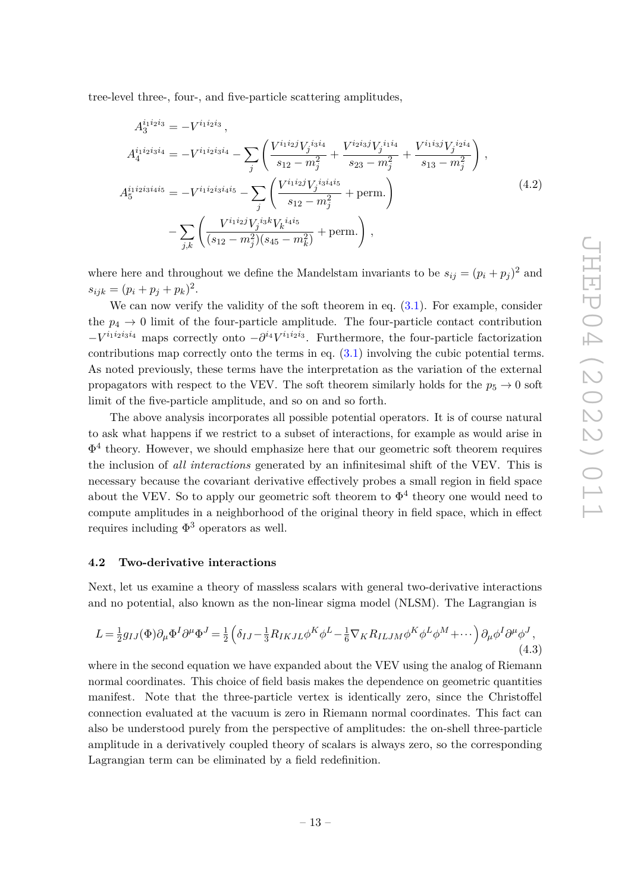tree-level three-, four-, and five-particle scattering amplitudes,

$$
\begin{aligned}
A_3^{i_1 i_2 i_3} &= -V^{i_1 i_2 i_3}\,, \\
A_4^{i_1 i_2 i_3 i_4} &= -V^{i_1 i_2 i_3 i_4} - \sum_j \left( \frac{V^{i_1 i_2 j} V_j{}^{i_3 i_4}}{s_{12} - m_j^2} + \frac{V^{i_2 i_3 j} V_j{}^{i_1 i_4}}{s_{23} - m_j^2} + \frac{V^{i_1 i_3 j} V_j{}^{i_2 i_4}}{s_{13} - m_j^2} \right), \\
A_5^{i_1 i_2 i_3 i_4 i_5} &= -V^{i_1 i_2 i_3 i_4 i_5} - \sum_j \left( \frac{V^{i_1 i_2 j} V_j{}^{i_3 i_4 i_5}}{s_{12} - m_j^2} + \text{perm.} \right) \\
&\quad - \sum_{j,k} \left( \frac{V^{i_1 i_2 j} V_j{}^{i_3 k} V_k{}^{i_4 i_5}}{(s_{12} - m_j^2)(s_{45} - m_k^2)} + \text{perm.} \right),
\end{aligned}
\tag{4.2}
$$

where here and throughout we define the Mandelstam invariants to be $s_{ij} = (p_i + p_j)^2$ and $s_{ijk} = (p_i + p_j + p_k)^2$.

We can now verify the validity of the soft theorem in eq. (3.1). For example, consider the $p_4 \to 0$ limit of the four-particle amplitude. The four-particle contact contribution $-V^{i_1 i_2 i_3 i_4}$ maps correctly onto $-\partial^{i_4} V^{i_1 i_2 i_3}$. Furthermore, the four-particle factorization contributions map correctly onto the terms in eq. (3.1) involving the cubic potential terms. As noted previously, these terms have the interpretation as the variation of the external propagators with respect to the VEV. The soft theorem similarly holds for the $p_5 \to 0$ soft limit of the five-particle amplitude, and so on and so forth.

The above analysis incorporates all possible potential operators. It is of course natural to ask what happens if we restrict to a subset of interactions, for example as would arise in $\Phi^4$ theory. However, we should emphasize here that our geometric soft theorem requires the inclusion of *all interactions* generated by an infinitesimal shift of the VEV. This is necessary because the covariant derivative effectively probes a small region in field space about the VEV. So to apply our geometric soft theorem to $\Phi^4$ theory one would need to compute amplitudes in a neighborhood of the original theory in field space, which in effect requires including $\Phi^3$ operators as well.

### 4.2 Two-derivative interactions

Next, let us examine a theory of massless scalars with general two-derivative interactions and no potential, also known as the non-linear sigma model (NLSM). The Lagrangian is

$$
L = \tfrac{1}{2} g_{IJ}(\Phi) \partial_\mu \Phi^I \partial^\mu \Phi^J = \tfrac{1}{2} \left( \delta_{IJ} - \tfrac{1}{3} R_{IKJL} \phi^K \phi^L - \tfrac{1}{6} \nabla_K R_{ILJM} \phi^K \phi^L \phi^M + \cdots \right) \partial_\mu \phi^I \partial^\mu \phi^J\,,
\tag{4.3}
$$

where in the second equation we have expanded about the VEV using the analog of Riemann normal coordinates. This choice of field basis makes the dependence on geometric quantities manifest. Note that the three-particle vertex is identically zero, since the Christoffel connection evaluated at the vacuum is zero in Riemann normal coordinates. This fact can also be understood purely from the perspective of amplitudes: the on-shell three-particle amplitude in a derivatively coupled theory of scalars is always zero, so the corresponding Lagrangian term can be eliminated by a field redefinition.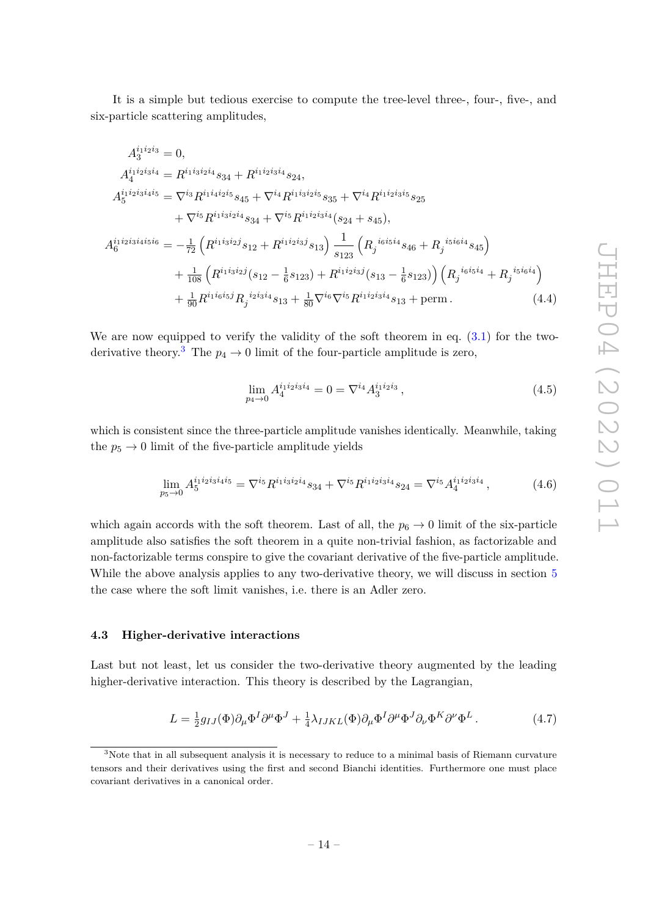It is a simple but tedious exercise to compute the tree-level three-, four-, five-, and six-particle scattering amplitudes,

$$
\begin{aligned}
A_3^{i_1 i_2 i_3} &= 0, \\
A_4^{i_1 i_2 i_3 i_4} &= R^{i_1 i_3 i_2 i_4} s_{34} + R^{i_1 i_2 i_3 i_4} s_{24}, \\
A_5^{i_1 i_2 i_3 i_4 i_5} &= \nabla^{i_3} R^{i_1 i_4 i_2 i_5} s_{45} + \nabla^{i_4} R^{i_1 i_3 i_2 i_5} s_{35} + \nabla^{i_4} R^{i_1 i_2 i_3 i_5} s_{25} \\
&\quad + \nabla^{i_5} R^{i_1 i_3 i_2 i_4} s_{34} + \nabla^{i_5} R^{i_1 i_2 i_3 i_4} (s_{24} + s_{45}), \\
A_6^{i_1 i_2 i_3 i_4 i_5 i_6} &= -\tfrac{1}{72} \left( R^{i_1 i_3 i_2 j} s_{12} + R^{i_1 i_2 i_3 j} s_{13} \right) \frac{1}{s_{123}} \left( R_j{}^{i_6 i_5 i_4} s_{46} + R_j{}^{i_5 i_6 i_4} s_{45} \right) \\
&\quad + \tfrac{1}{108} \left( R^{i_1 i_3 i_2 j} (s_{12} - \tfrac{1}{6} s_{123}) + R^{i_1 i_2 i_3 j} (s_{13} - \tfrac{1}{6} s_{123}) \right) \left( R_j{}^{i_6 i_5 i_4} + R_j{}^{i_5 i_6 i_4} \right) \\
&\quad + \tfrac{1}{90} R^{i_1 i_6 i_5 j} R_j{}^{i_2 i_3 i_4} s_{13} + \tfrac{1}{80} \nabla^{i_6} \nabla^{i_5} R^{i_1 i_2 i_3 i_4} s_{13} + \text{perm}\,.
\end{aligned}
\tag{4.4}
$$

We are now equipped to verify the validity of the soft theorem in eq. (3.1) for the two-derivative theory.[3] The $p_4 \to 0$ limit of the four-particle amplitude is zero,

$$
\lim_{p_4 \to 0} A_4^{i_1 i_2 i_3 i_4} = 0 = \nabla^{i_4} A_3^{i_1 i_2 i_3}\,, \tag{4.5}
$$

which is consistent since the three-particle amplitude vanishes identically. Meanwhile, taking the $p_5 \to 0$ limit of the five-particle amplitude yields

$$
\lim_{p_5 \to 0} A_5^{i_1 i_2 i_3 i_4 i_5} = \nabla^{i_5} R^{i_1 i_3 i_2 i_4} s_{34} + \nabla^{i_5} R^{i_1 i_2 i_3 i_4} s_{24} = \nabla^{i_5} A_4^{i_1 i_2 i_3 i_4}\,, \tag{4.6}
$$

which again accords with the soft theorem. Last of all, the $p_6 \to 0$ limit of the six-particle amplitude also satisfies the soft theorem in a quite non-trivial fashion, as factorizable and non-factorizable terms conspire to give the covariant derivative of the five-particle amplitude. While the above analysis applies to any two-derivative theory, we will discuss in section 5 the case where the soft limit vanishes, i.e. there is an Adler zero.

### 4.3 Higher-derivative interactions

Last but not least, let us consider the two-derivative theory augmented by the leading higher-derivative interaction. This theory is described by the Lagrangian,

$$
L = \tfrac{1}{2} g_{IJ}(\Phi) \partial_\mu \Phi^I \partial^\mu \Phi^J + \tfrac{1}{4} \lambda_{IJKL}(\Phi) \partial_\mu \Phi^I \partial^\mu \Phi^J \partial_\nu \Phi^K \partial^\nu \Phi^L\,. \tag{4.7}
$$

---

[3] Note that in all subsequent analysis it is necessary to reduce to a minimal basis of Riemann curvature tensors and their derivatives using the first and second Bianchi identities. Furthermore one must place covariant derivatives in a canonical order.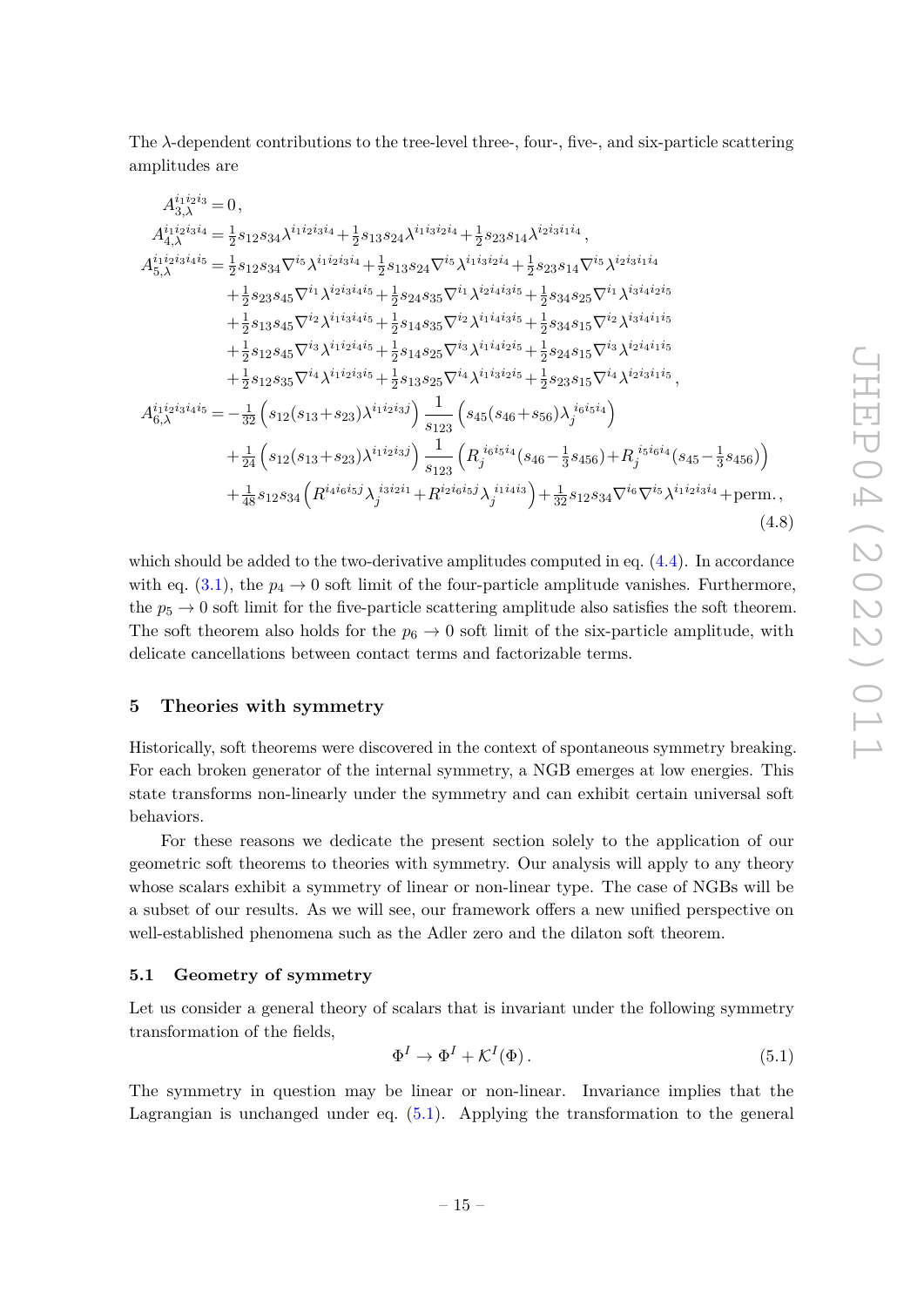The $\lambda$-dependent contributions to the tree-level three-, four-, five-, and six-particle scattering amplitudes are

$$
\begin{aligned}
A_{3,\lambda}^{i_1i_2i_3} &= 0\,, \\
A_{4,\lambda}^{i_1i_2i_3i_4} &= \tfrac{1}{2}s_{12}s_{34}\lambda^{i_1i_2i_3i_4} + \tfrac{1}{2}s_{13}s_{24}\lambda^{i_1i_3i_2i_4} + \tfrac{1}{2}s_{23}s_{14}\lambda^{i_2i_3i_1i_4}\,, \\
A_{5,\lambda}^{i_1i_2i_3i_4i_5} &= \tfrac{1}{2}s_{12}s_{34}\nabla^{i_5}\lambda^{i_1i_2i_3i_4} + \tfrac{1}{2}s_{13}s_{24}\nabla^{i_5}\lambda^{i_1i_3i_2i_4} + \tfrac{1}{2}s_{23}s_{14}\nabla^{i_5}\lambda^{i_2i_3i_1i_4} \\
&\quad + \tfrac{1}{2}s_{23}s_{45}\nabla^{i_1}\lambda^{i_2i_3i_4i_5} + \tfrac{1}{2}s_{24}s_{35}\nabla^{i_1}\lambda^{i_2i_4i_3i_5} + \tfrac{1}{2}s_{34}s_{25}\nabla^{i_1}\lambda^{i_3i_4i_2i_5} \\
&\quad + \tfrac{1}{2}s_{13}s_{45}\nabla^{i_2}\lambda^{i_1i_3i_4i_5} + \tfrac{1}{2}s_{14}s_{35}\nabla^{i_2}\lambda^{i_1i_4i_3i_5} + \tfrac{1}{2}s_{34}s_{15}\nabla^{i_2}\lambda^{i_3i_4i_1i_5} \\
&\quad + \tfrac{1}{2}s_{12}s_{45}\nabla^{i_3}\lambda^{i_1i_2i_4i_5} + \tfrac{1}{2}s_{14}s_{25}\nabla^{i_3}\lambda^{i_1i_4i_2i_5} + \tfrac{1}{2}s_{24}s_{15}\nabla^{i_3}\lambda^{i_2i_4i_1i_5} \\
&\quad + \tfrac{1}{2}s_{12}s_{35}\nabla^{i_4}\lambda^{i_1i_2i_3i_5} + \tfrac{1}{2}s_{13}s_{25}\nabla^{i_4}\lambda^{i_1i_3i_2i_5} + \tfrac{1}{2}s_{23}s_{15}\nabla^{i_4}\lambda^{i_2i_3i_1i_5}\,, \\
A_{6,\lambda}^{i_1i_2i_3i_4i_5i_6} &= -\tfrac{1}{32}\Big(s_{12}(s_{13}+s_{23})\lambda^{i_1i_2i_3j}\Big)\,\frac{1}{s_{123}}\,\Big(s_{45}(s_{46}+s_{56})\lambda_j{}^{i_6i_5i_4}\Big) \\
&\quad + \tfrac{1}{24}\Big(s_{12}(s_{13}+s_{23})\lambda^{i_1i_2i_3j}\Big)\,\frac{1}{s_{123}}\,\Big(R_j{}^{i_6i_5i_4}(s_{46}-\tfrac{1}{3}s_{456}) + R_j{}^{i_5i_6i_4}(s_{45}-\tfrac{1}{3}s_{456})\Big) \\
&\quad + \tfrac{1}{48}s_{12}s_{34}\Big(R^{i_4i_6i_5j}\lambda_j{}^{i_3i_2i_1} + R^{i_2i_6i_5j}\lambda_j{}^{i_1i_4i_3}\Big) + \tfrac{1}{32}s_{12}s_{34}\nabla^{i_6}\nabla^{i_5}\lambda^{i_1i_2i_3i_4} + \text{perm.}\,,
\end{aligned}
\tag{4.8}
$$

which should be added to the two-derivative amplitudes computed in eq. (4.4). In accordance with eq. (3.1), the $p_4 \to 0$ soft limit of the four-particle amplitude vanishes. Furthermore, the $p_5 \to 0$ soft limit for the five-particle scattering amplitude also satisfies the soft theorem. The soft theorem also holds for the $p_6 \to 0$ soft limit of the six-particle amplitude, with delicate cancellations between contact terms and factorizable terms.

## 5 Theories with symmetry

Historically, soft theorems were discovered in the context of spontaneous symmetry breaking. For each broken generator of the internal symmetry, a NGB emerges at low energies. This state transforms non-linearly under the symmetry and can exhibit certain universal soft behaviors.

For these reasons we dedicate the present section solely to the application of our geometric soft theorems to theories with symmetry. Our analysis will apply to any theory whose scalars exhibit a symmetry of linear or non-linear type. The case of NGBs will be a subset of our results. As we will see, our framework offers a new unified perspective on well-established phenomena such as the Adler zero and the dilaton soft theorem.

### 5.1 Geometry of symmetry

Let us consider a general theory of scalars that is invariant under the following symmetry transformation of the fields,

$$
\Phi^I \to \Phi^I + \mathcal{K}^I(\Phi)\,. \tag{5.1}
$$

The symmetry in question may be linear or non-linear. Invariance implies that the Lagrangian is unchanged under eq. (5.1). Applying the transformation to the general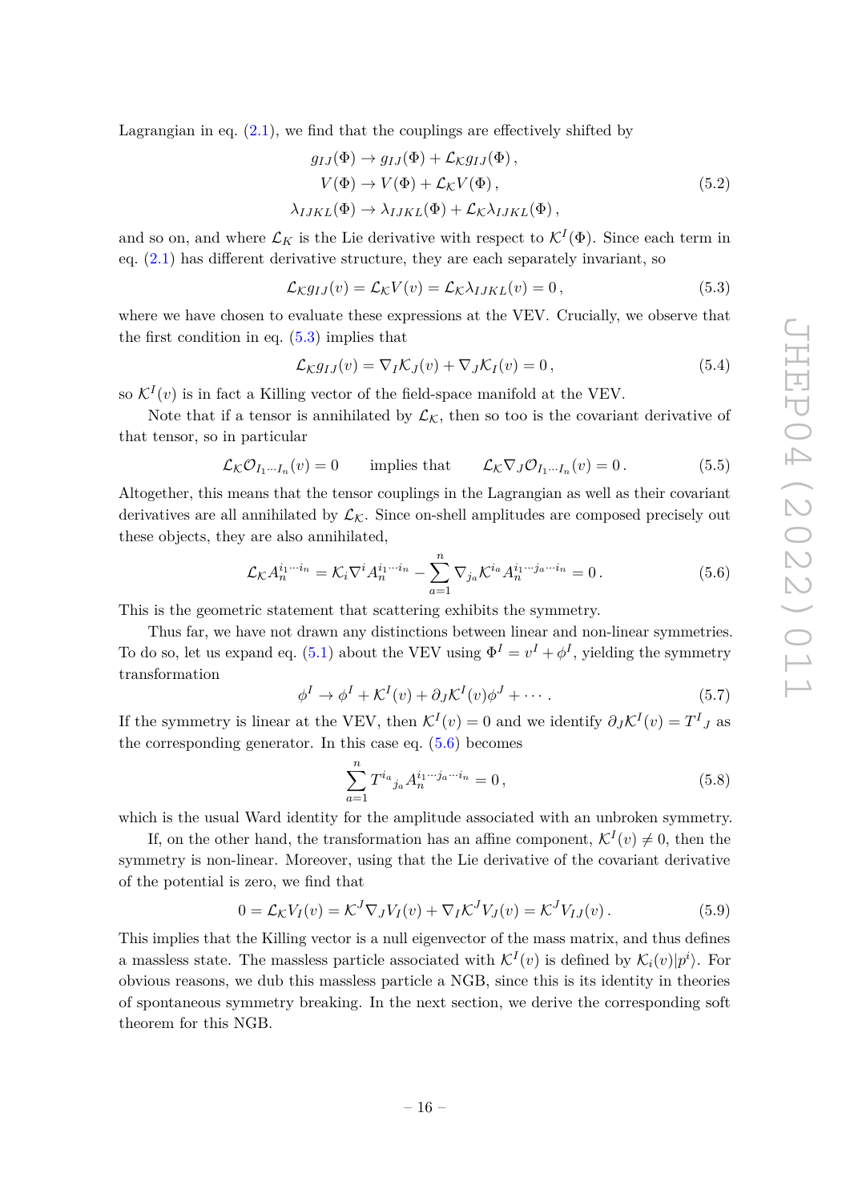Lagrangian in eq. (2.1), we find that the couplings are effectively shifted by

$$
\begin{aligned}
g_{IJ}(\Phi) &\to g_{IJ}(\Phi) + \mathcal{L}_{\mathcal{K}} g_{IJ}(\Phi)\,, \\
V(\Phi) &\to V(\Phi) + \mathcal{L}_{\mathcal{K}} V(\Phi)\,, \\
\lambda_{IJKL}(\Phi) &\to \lambda_{IJKL}(\Phi) + \mathcal{L}_{\mathcal{K}} \lambda_{IJKL}(\Phi)\,,
\end{aligned}
\tag{5.2}
$$

and so on, and where $\mathcal{L}_K$ is the Lie derivative with respect to $\mathcal{K}^I(\Phi)$. Since each term in eq. (2.1) has different derivative structure, they are each separately invariant, so

$$
\mathcal{L}_{\mathcal{K}} g_{IJ}(v) = \mathcal{L}_{\mathcal{K}} V(v) = \mathcal{L}_{\mathcal{K}} \lambda_{IJKL}(v) = 0\,, \tag{5.3}
$$

where we have chosen to evaluate these expressions at the VEV. Crucially, we observe that the first condition in eq. (5.3) implies that

$$
\mathcal{L}_{\mathcal{K}} g_{IJ}(v) = \nabla_I \mathcal{K}_J(v) + \nabla_J \mathcal{K}_I(v) = 0\,, \tag{5.4}
$$

so $\mathcal{K}^I(v)$ is in fact a Killing vector of the field-space manifold at the VEV.

Note that if a tensor is annihilated by $\mathcal{L}_{\mathcal{K}}$, then so too is the covariant derivative of that tensor, so in particular

$$
\mathcal{L}_{\mathcal{K}} \mathcal{O}_{I_1\cdots I_n}(v) = 0 \qquad \text{implies that} \qquad \mathcal{L}_{\mathcal{K}} \nabla_J \mathcal{O}_{I_1\cdots I_n}(v) = 0\,. \tag{5.5}
$$

Altogether, this means that the tensor couplings in the Lagrangian as well as their covariant derivatives are all annihilated by $\mathcal{L}_{\mathcal{K}}$. Since on-shell amplitudes are composed precisely out these objects, they are also annihilated,

$$
\mathcal{L}_{\mathcal{K}} A_n^{i_1\cdots i_n} = \mathcal{K}_i \nabla^i A_n^{i_1\cdots i_n} - \sum_{a=1}^{n} \nabla_{j_a} \mathcal{K}^{i_a} A_n^{i_1\cdots j_a \cdots i_n} = 0\,. \tag{5.6}
$$

This is the geometric statement that scattering exhibits the symmetry.

Thus far, we have not drawn any distinctions between linear and non-linear symmetries. To do so, let us expand eq. (5.1) about the VEV using $\Phi^I = v^I + \phi^I$, yielding the symmetry transformation

$$
\phi^I \to \phi^I + \mathcal{K}^I(v) + \partial_J \mathcal{K}^I(v) \phi^J + \cdots\,. \tag{5.7}
$$

If the symmetry is linear at the VEV, then $\mathcal{K}^I(v) = 0$ and we identify $\partial_J \mathcal{K}^I(v) = T^I{}_J$ as the corresponding generator. In this case eq. (5.6) becomes

$$
\sum_{a=1}^{n} T^{i_a}{}_{j_a} A_n^{i_1\cdots j_a \cdots i_n} = 0\,, \tag{5.8}
$$

which is the usual Ward identity for the amplitude associated with an unbroken symmetry.

If, on the other hand, the transformation has an affine component, $\mathcal{K}^I(v) \neq 0$, then the symmetry is non-linear. Moreover, using that the Lie derivative of the covariant derivative of the potential is zero, we find that

$$
0 = \mathcal{L}_{\mathcal{K}} V_I(v) = \mathcal{K}^J \nabla_J V_I(v) + \nabla_I \mathcal{K}^J V_J(v) = \mathcal{K}^J V_{IJ}(v)\,. \tag{5.9}
$$

This implies that the Killing vector is a null eigenvector of the mass matrix, and thus defines a massless state. The massless particle associated with $\mathcal{K}^I(v)$ is defined by $\mathcal{K}_i(v)|p^i\rangle$. For obvious reasons, we dub this massless particle a NGB, since this is its identity in theories of spontaneous symmetry breaking. In the next section, we derive the corresponding soft theorem for this NGB.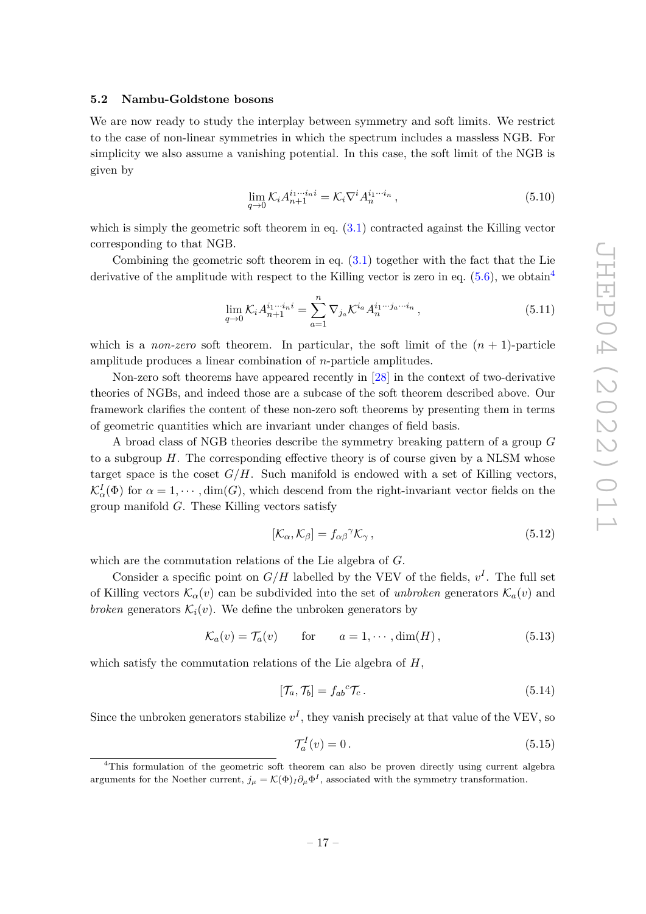### 5.2 Nambu-Goldstone bosons

We are now ready to study the interplay between symmetry and soft limits. We restrict to the case of non-linear symmetries in which the spectrum includes a massless NGB. For simplicity we also assume a vanishing potential. In this case, the soft limit of the NGB is given by

$$\lim_{q\to 0} \mathcal{K}_i A_{n+1}^{i_1\cdots i_n i} = \mathcal{K}_i \nabla^i A_n^{i_1\cdots i_n}\,, \tag{5.10}$$

which is simply the geometric soft theorem in eq. (3.1) contracted against the Killing vector corresponding to that NGB.

Combining the geometric soft theorem in eq. (3.1) together with the fact that the Lie derivative of the amplitude with respect to the Killing vector is zero in eq. (5.6), we obtain[4]

$$\lim_{q\to 0} \mathcal{K}_i A_{n+1}^{i_1\cdots i_n i} = \sum_{a=1}^{n} \nabla_{j_a} \mathcal{K}^{i_a} A_n^{i_1\cdots j_a \cdots i_n}\,, \tag{5.11}$$

which is a *non-zero* soft theorem. In particular, the soft limit of the $(n+1)$-particle amplitude produces a linear combination of $n$-particle amplitudes.

Non-zero soft theorems have appeared recently in [28] in the context of two-derivative theories of NGBs, and indeed those are a subcase of the soft theorem described above. Our framework clarifies the content of these non-zero soft theorems by presenting them in terms of geometric quantities which are invariant under changes of field basis.

A broad class of NGB theories describe the symmetry breaking pattern of a group $G$ to a subgroup $H$. The corresponding effective theory is of course given by a NLSM whose target space is the coset $G/H$. Such manifold is endowed with a set of Killing vectors, $\mathcal{K}_\alpha^I(\Phi)$ for $\alpha = 1, \cdots, \dim(G)$, which descend from the right-invariant vector fields on the group manifold $G$. These Killing vectors satisfy

$$[\mathcal{K}_\alpha, \mathcal{K}_\beta] = f_{\alpha\beta}{}^{\gamma}\mathcal{K}_\gamma\,, \tag{5.12}$$

which are the commutation relations of the Lie algebra of $G$.

Consider a specific point on $G/H$ labelled by the VEV of the fields, $v^I$. The full set of Killing vectors $\mathcal{K}_\alpha(v)$ can be subdivided into the set of *unbroken* generators $\mathcal{K}_a(v)$ and *broken* generators $\mathcal{K}_i(v)$. We define the unbroken generators by

$$\mathcal{K}_a(v) = \mathcal{T}_a(v) \qquad \text{for} \qquad a = 1, \cdots, \dim(H)\,, \tag{5.13}$$

which satisfy the commutation relations of the Lie algebra of $H$,

$$[\mathcal{T}_a, \mathcal{T}_b] = f_{ab}{}^{c}\mathcal{T}_c\,. \tag{5.14}$$

Since the unbroken generators stabilize $v^I$, they vanish precisely at that value of the VEV, so

$$\mathcal{T}_a^I(v) = 0\,. \tag{5.15}$$

[4] This formulation of the geometric soft theorem can also be proven directly using current algebra arguments for the Noether current, $j_\mu = \mathcal{K}(\Phi)_I \partial_\mu \Phi^I$, associated with the symmetry transformation.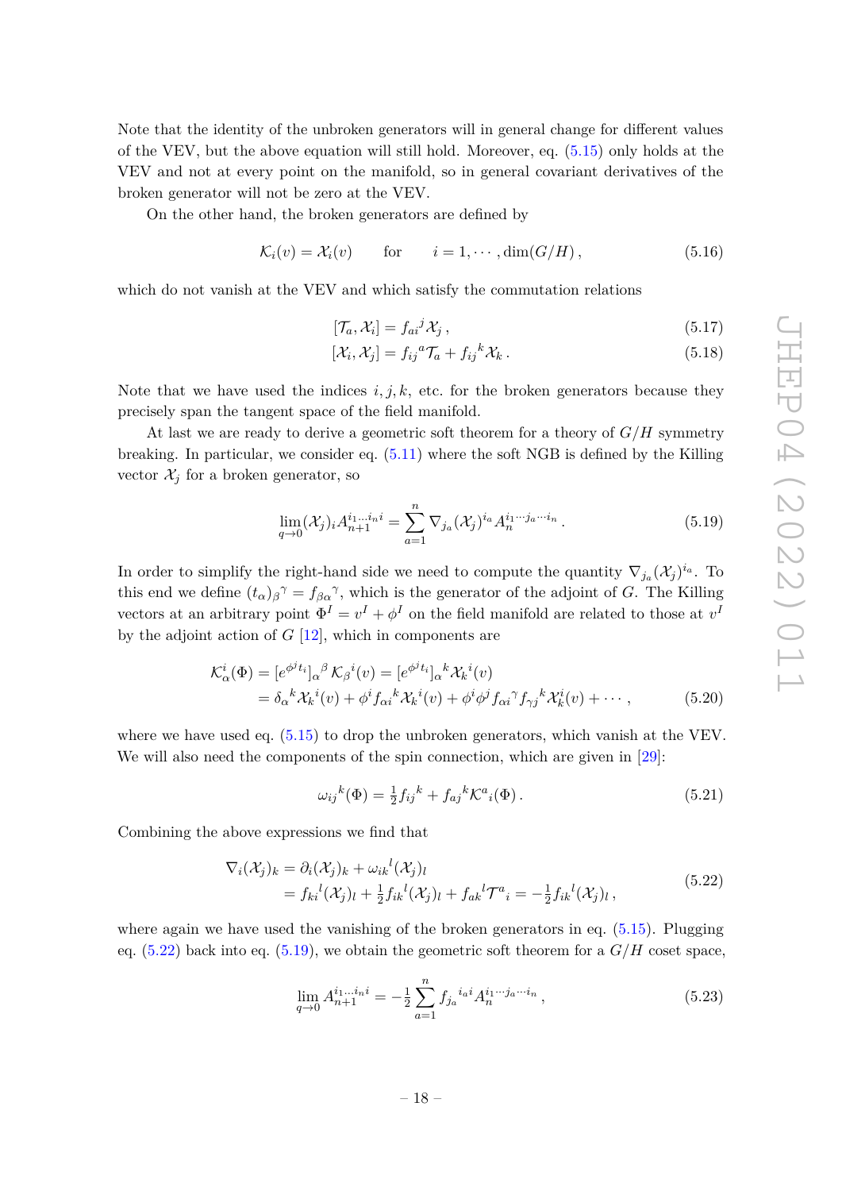Note that the identity of the unbroken generators will in general change for different values of the VEV, but the above equation will still hold. Moreover, eq. (5.15) only holds at the VEV and not at every point on the manifold, so in general covariant derivatives of the broken generator will not be zero at the VEV.

On the other hand, the broken generators are defined by

$$\mathcal{K}_i(v) = \mathcal{X}_i(v) \qquad \text{for} \qquad i = 1, \cdots, \dim(G/H)\,, \tag{5.16}$$

which do not vanish at the VEV and which satisfy the commutation relations

$$[\mathcal{T}_a, \mathcal{X}_i] = f_{ai}{}^j \mathcal{X}_j\,, \tag{5.17}$$

$$[\mathcal{X}_i, \mathcal{X}_j] = f_{ij}{}^a \mathcal{T}_a + f_{ij}{}^k \mathcal{X}_k\,. \tag{5.18}$$

Note that we have used the indices $i, j, k$, etc. for the broken generators because they precisely span the tangent space of the field manifold.

At last we are ready to derive a geometric soft theorem for a theory of $G/H$ symmetry breaking. In particular, we consider eq. (5.11) where the soft NGB is defined by the Killing vector $\mathcal{X}_j$ for a broken generator, so

$$\lim_{q\to 0} (\mathcal{X}_j)_i A_{n+1}^{i_1 \dots i_n i} = \sum_{a=1}^{n} \nabla_{j_a} (\mathcal{X}_j)^{i_a} A_n^{i_1 \cdots j_a \cdots i_n}\,. \tag{5.19}$$

In order to simplify the right-hand side we need to compute the quantity $\nabla_{j_a} (\mathcal{X}_j)^{i_a}$. To this end we define $(t_\alpha)_\beta{}^\gamma = f_{\beta\alpha}{}^\gamma$, which is the generator of the adjoint of $G$. The Killing vectors at an arbitrary point $\Phi^I = v^I + \phi^I$ on the field manifold are related to those at $v^I$ by the adjoint action of $G$ [12], which in components are

$$\begin{aligned}
\mathcal{K}^i_\alpha(\Phi) &= [e^{\phi^j t_j}]_\alpha{}^\beta\, \mathcal{K}_\beta{}^i(v) = [e^{\phi^j t_i}]_\alpha{}^k \mathcal{X}_k{}^i(v) \\
&= \delta_\alpha{}^k \mathcal{X}_k{}^i(v) + \phi^i f_{\alpha i}{}^k \mathcal{X}_k{}^i(v) + \phi^i \phi^j f_{\alpha i}{}^\gamma f_{\gamma j}{}^k \mathcal{X}^i_k(v) + \cdots\,,
\end{aligned} \tag{5.20}$$

where we have used eq. (5.15) to drop the unbroken generators, which vanish at the VEV. We will also need the components of the spin connection, which are given in [29]:

$$\omega_{ij}{}^k(\Phi) = \tfrac{1}{2} f_{ij}{}^k + f_{aj}{}^k \mathcal{K}^a{}_i(\Phi)\,. \tag{5.21}$$

Combining the above expressions we find that

$$\begin{aligned}
\nabla_i (\mathcal{X}_j)_k &= \partial_i (\mathcal{X}_j)_k + \omega_{ik}{}^l (\mathcal{X}_j)_l \\
&= f_{ki}{}^l (\mathcal{X}_j)_l + \tfrac{1}{2} f_{ik}{}^l (\mathcal{X}_j)_l + f_{ak}{}^l \mathcal{T}^a{}_i = -\tfrac{1}{2} f_{ik}{}^l (\mathcal{X}_j)_l\,,
\end{aligned} \tag{5.22}$$

where again we have used the vanishing of the broken generators in eq. (5.15). Plugging eq. (5.22) back into eq. (5.19), we obtain the geometric soft theorem for a $G/H$ coset space,

$$\lim_{q\to 0} A_{n+1}^{i_1 \dots i_n i} = -\tfrac{1}{2} \sum_{a=1}^{n} f_{j_a}{}^{i_a i} A_n^{i_1 \cdots j_a \cdots i_n}\,, \tag{5.23}$$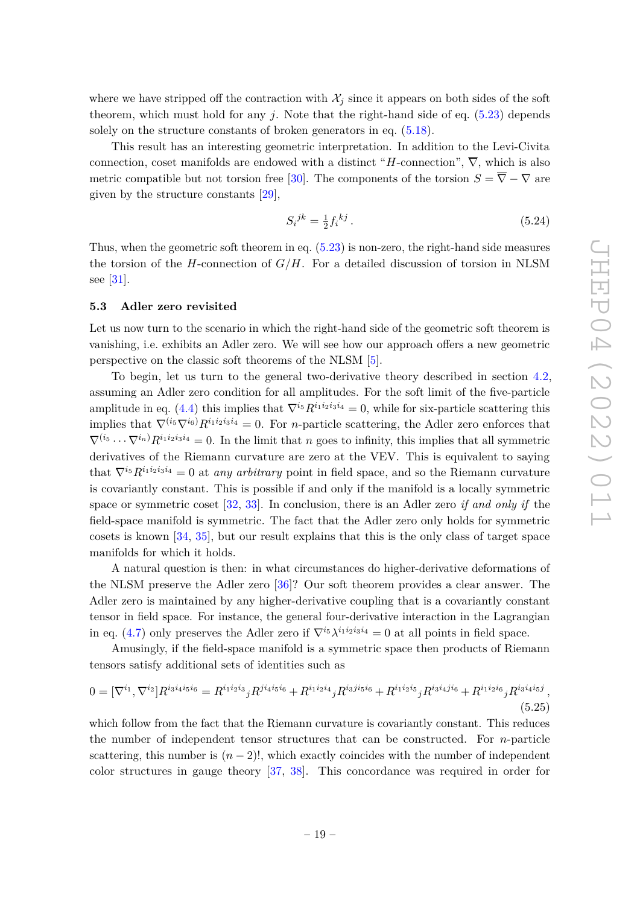where we have stripped off the contraction with $\mathcal{X}_j$ since it appears on both sides of the soft theorem, which must hold for any $j$. Note that the right-hand side of eq. (5.23) depends solely on the structure constants of broken generators in eq. (5.18).

This result has an interesting geometric interpretation. In addition to the Levi-Civita connection, coset manifolds are endowed with a distinct "$H$-connection", $\overline{\nabla}$, which is also metric compatible but not torsion free [30]. The components of the torsion $S = \overline{\nabla} - \nabla$ are given by the structure constants [29],

$$S_i{}^{jk} = \tfrac{1}{2} f_i{}^{kj} \,. \tag{5.24}$$

Thus, when the geometric soft theorem in eq. (5.23) is non-zero, the right-hand side measures the torsion of the $H$-connection of $G/H$. For a detailed discussion of torsion in NLSM see [31].

### 5.3 Adler zero revisited

Let us now turn to the scenario in which the right-hand side of the geometric soft theorem is vanishing, i.e. exhibits an Adler zero. We will see how our approach offers a new geometric perspective on the classic soft theorems of the NLSM [5].

To begin, let us turn to the general two-derivative theory described in section 4.2, assuming an Adler zero condition for all amplitudes. For the soft limit of the five-particle amplitude in eq. (4.4) this implies that $\nabla^{i_5} R^{i_1 i_2 i_3 i_4} = 0$, while for six-particle scattering this implies that $\nabla^{(i_5}\nabla^{i_6)} R^{i_1 i_2 i_3 i_4} = 0$. For $n$-particle scattering, the Adler zero enforces that $\nabla^{(i_5} \cdots \nabla^{i_n)} R^{i_1 i_2 i_3 i_4} = 0$. In the limit that $n$ goes to infinity, this implies that all symmetric derivatives of the Riemann curvature are zero at the VEV. This is equivalent to saying that $\nabla^{i_5} R^{i_1 i_2 i_3 i_4} = 0$ at *any arbitrary* point in field space, and so the Riemann curvature is covariantly constant. This is possible if and only if the manifold is a locally symmetric space or symmetric coset [32, 33]. In conclusion, there is an Adler zero *if and only if* the field-space manifold is symmetric. The fact that the Adler zero only holds for symmetric cosets is known [34, 35], but our result explains that this is the only class of target space manifolds for which it holds.

A natural question is then: in what circumstances do higher-derivative deformations of the NLSM preserve the Adler zero [36]? Our soft theorem provides a clear answer. The Adler zero is maintained by any higher-derivative coupling that is a covariantly constant tensor in field space. For instance, the general four-derivative interaction in the Lagrangian in eq. (4.7) only preserves the Adler zero if $\nabla^{i_5} \lambda^{i_1 i_2 i_3 i_4} = 0$ at all points in field space.

Amusingly, if the field-space manifold is a symmetric space then products of Riemann tensors satisfy additional sets of identities such as

$$0 = [\nabla^{i_1}, \nabla^{i_2}] R^{i_3 i_4 i_5 i_6} = R^{i_1 i_2 i_3}{}_j R^{j i_4 i_5 i_6} + R^{i_1 i_2 i_4}{}_j R^{i_3 j i_5 i_6} + R^{i_1 i_2 i_5}{}_j R^{i_3 i_4 j i_6} + R^{i_1 i_2 i_6}{}_j R^{i_3 i_4 i_5 j} \,, \tag{5.25}$$

which follow from the fact that the Riemann curvature is covariantly constant. This reduces the number of independent tensor structures that can be constructed. For $n$-particle scattering, this number is $(n-2)!$, which exactly coincides with the number of independent color structures in gauge theory [37, 38]. This concordance was required in order for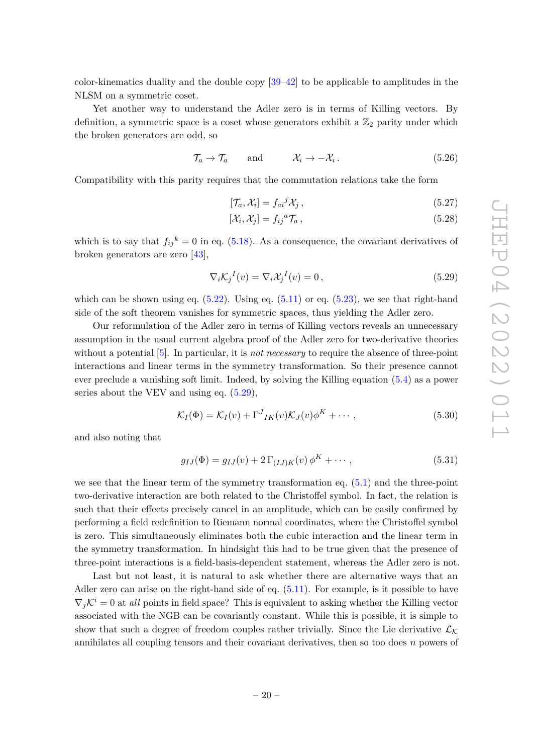color-kinematics duality and the double copy [39–42] to be applicable to amplitudes in the NLSM on a symmetric coset.

Yet another way to understand the Adler zero is in terms of Killing vectors. By definition, a symmetric space is a coset whose generators exhibit a $\mathbb{Z}_2$ parity under which the broken generators are odd, so

$$\mathcal{T}_a \to \mathcal{T}_a \qquad \text{and} \qquad \mathcal{X}_i \to -\mathcal{X}_i \,. \tag{5.26}$$

Compatibility with this parity requires that the commutation relations take the form

$$[\mathcal{T}_a, \mathcal{X}_i] = f_{ai}{}^{j}\mathcal{X}_j \,, \tag{5.27}$$

$$[\mathcal{X}_i, \mathcal{X}_j] = f_{ij}{}^{a}\mathcal{T}_a \,, \tag{5.28}$$

which is to say that $f_{ij}{}^{k} = 0$ in eq. (5.18). As a consequence, the covariant derivatives of broken generators are zero [43],

$$\nabla_i \mathcal{K}_j{}^{I}(v) = \nabla_i \mathcal{X}_j{}^{I}(v) = 0 \,, \tag{5.29}$$

which can be shown using eq. (5.22). Using eq. (5.11) or eq. (5.23), we see that right-hand side of the soft theorem vanishes for symmetric spaces, thus yielding the Adler zero.

Our reformulation of the Adler zero in terms of Killing vectors reveals an unnecessary assumption in the usual current algebra proof of the Adler zero for two-derivative theories without a potential [5]. In particular, it is *not necessary* to require the absence of three-point interactions and linear terms in the symmetry transformation. So their presence cannot ever preclude a vanishing soft limit. Indeed, by solving the Killing equation (5.4) as a power series about the VEV and using eq. (5.29),

$$\mathcal{K}_I(\Phi) = \mathcal{K}_I(v) + \Gamma^{J}{}_{IK}(v)\mathcal{K}_J(v)\phi^K + \cdots \,, \tag{5.30}$$

and also noting that

$$g_{IJ}(\Phi) = g_{IJ}(v) + 2\,\Gamma_{(IJ)K}(v)\,\phi^K + \cdots \,, \tag{5.31}$$

we see that the linear term of the symmetry transformation eq. (5.1) and the three-point two-derivative interaction are both related to the Christoffel symbol. In fact, the relation is such that their effects precisely cancel in an amplitude, which can be easily confirmed by performing a field redefinition to Riemann normal coordinates, where the Christoffel symbol is zero. This simultaneously eliminates both the cubic interaction and the linear term in the symmetry transformation. In hindsight this had to be true given that the presence of three-point interactions is a field-basis-dependent statement, whereas the Adler zero is not.

Last but not least, it is natural to ask whether there are alternative ways that an Adler zero can arise on the right-hand side of eq. (5.11). For example, is it possible to have $\nabla_j \mathcal{K}^i = 0$ at *all* points in field space? This is equivalent to asking whether the Killing vector associated with the NGB can be covariantly constant. While this is possible, it is simple to show that such a degree of freedom couples rather trivially. Since the Lie derivative $\mathcal{L}_{\mathcal{K}}$ annihilates all coupling tensors and their covariant derivatives, then so too does $n$ powers of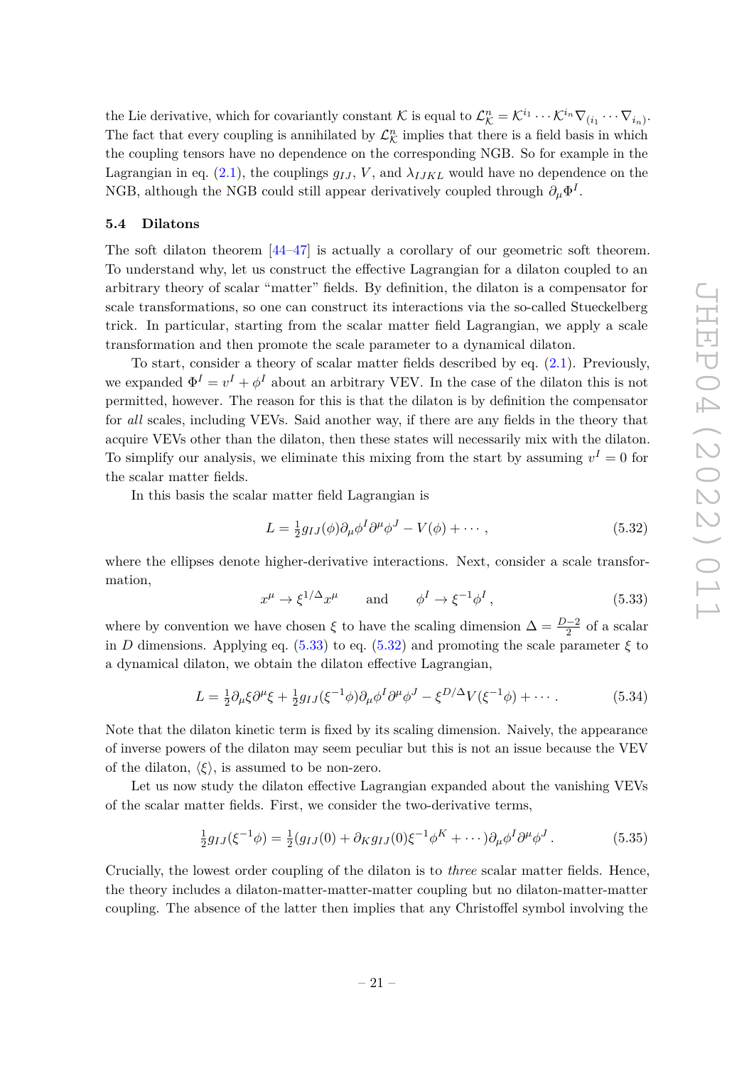the Lie derivative, which for covariantly constant $\mathcal{K}$ is equal to $\mathcal{L}^n_{\mathcal{K}} = \mathcal{K}^{i_1} \cdots \mathcal{K}^{i_n} \nabla_{(i_1} \cdots \nabla_{i_n)}$. The fact that every coupling is annihilated by $\mathcal{L}^n_{\mathcal{K}}$ implies that there is a field basis in which the coupling tensors have no dependence on the corresponding NGB. So for example in the Lagrangian in eq. (2.1), the couplings $g_{IJ}$, $V$, and $\lambda_{IJKL}$ would have no dependence on the NGB, although the NGB could still appear derivatively coupled through $\partial_\mu \Phi^I$.

### 5.4 Dilatons

The soft dilaton theorem [44–47] is actually a corollary of our geometric soft theorem. To understand why, let us construct the effective Lagrangian for a dilaton coupled to an arbitrary theory of scalar "matter" fields. By definition, the dilaton is a compensator for scale transformations, so one can construct its interactions via the so-called Stueckelberg trick. In particular, starting from the scalar matter field Lagrangian, we apply a scale transformation and then promote the scale parameter to a dynamical dilaton.

To start, consider a theory of scalar matter fields described by eq. (2.1). Previously, we expanded $\Phi^I = v^I + \phi^I$ about an arbitrary VEV. In the case of the dilaton this is not permitted, however. The reason for this is that the dilaton is by definition the compensator for *all* scales, including VEVs. Said another way, if there are any fields in the theory that acquire VEVs other than the dilaton, then these states will necessarily mix with the dilaton. To simplify our analysis, we eliminate this mixing from the start by assuming $v^I = 0$ for the scalar matter fields.

In this basis the scalar matter field Lagrangian is

$$L = \tfrac{1}{2} g_{IJ}(\phi) \partial_\mu \phi^I \partial^\mu \phi^J - V(\phi) + \cdots , \tag{5.32}$$

where the ellipses denote higher-derivative interactions. Next, consider a scale transformation,

$$x^\mu \to \xi^{1/\Delta} x^\mu \qquad \text{and} \qquad \phi^I \to \xi^{-1} \phi^I , \tag{5.33}$$

where by convention we have chosen $\xi$ to have the scaling dimension $\Delta = \frac{D-2}{2}$ of a scalar in $D$ dimensions. Applying eq. (5.33) to eq. (5.32) and promoting the scale parameter $\xi$ to a dynamical dilaton, we obtain the dilaton effective Lagrangian,

$$L = \tfrac{1}{2} \partial_\mu \xi \partial^\mu \xi + \tfrac{1}{2} g_{IJ}(\xi^{-1}\phi) \partial_\mu \phi^I \partial^\mu \phi^J - \xi^{D/\Delta} V(\xi^{-1}\phi) + \cdots . \tag{5.34}$$

Note that the dilaton kinetic term is fixed by its scaling dimension. Naively, the appearance of inverse powers of the dilaton may seem peculiar but this is not an issue because the VEV of the dilaton, $\langle \xi \rangle$, is assumed to be non-zero.

Let us now study the dilaton effective Lagrangian expanded about the vanishing VEVs of the scalar matter fields. First, we consider the two-derivative terms,

$$\tfrac{1}{2} g_{IJ}(\xi^{-1}\phi) = \tfrac{1}{2} (g_{IJ}(0) + \partial_K g_{IJ}(0) \xi^{-1} \phi^K + \cdots) \partial_\mu \phi^I \partial^\mu \phi^J . \tag{5.35}$$

Crucially, the lowest order coupling of the dilaton is to *three* scalar matter fields. Hence, the theory includes a dilaton-matter-matter-matter coupling but no dilaton-matter-matter coupling. The absence of the latter then implies that any Christoffel symbol involving the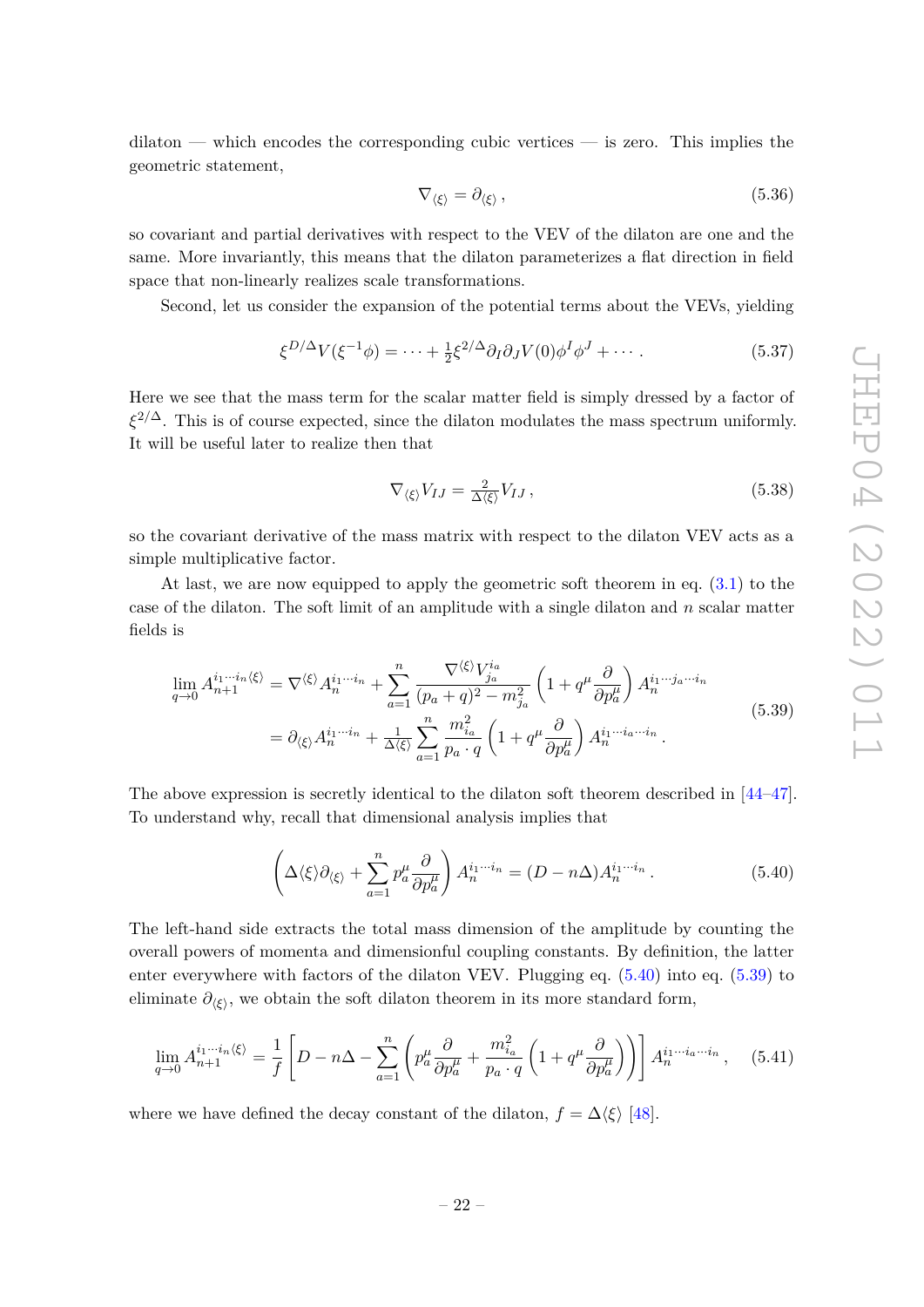dilaton — which encodes the corresponding cubic vertices — is zero. This implies the geometric statement,

$$\nabla_{\langle\xi\rangle} = \partial_{\langle\xi\rangle}\,, \tag{5.36}$$

so covariant and partial derivatives with respect to the VEV of the dilaton are one and the same. More invariantly, this means that the dilaton parameterizes a flat direction in field space that non-linearly realizes scale transformations.

Second, let us consider the expansion of the potential terms about the VEVs, yielding

$$\xi^{D/\Delta} V(\xi^{-1}\phi) = \cdots + \tfrac{1}{2}\xi^{2/\Delta}\partial_I\partial_J V(0)\phi^I\phi^J + \cdots\,. \tag{5.37}$$

Here we see that the mass term for the scalar matter field is simply dressed by a factor of $\xi^{2/\Delta}$. This is of course expected, since the dilaton modulates the mass spectrum uniformly. It will be useful later to realize then that

$$\nabla_{\langle\xi\rangle} V_{IJ} = \tfrac{2}{\Delta\langle\xi\rangle} V_{IJ}\,, \tag{5.38}$$

so the covariant derivative of the mass matrix with respect to the dilaton VEV acts as a simple multiplicative factor.

At last, we are now equipped to apply the geometric soft theorem in eq. (3.1) to the case of the dilaton. The soft limit of an amplitude with a single dilaton and $n$ scalar matter fields is

$$\begin{aligned}\lim_{q\to 0} A_{n+1}^{i_1\cdots i_n\langle\xi\rangle} &= \nabla^{\langle\xi\rangle} A_n^{i_1\cdots i_n} + \sum_{a=1}^{n}\frac{\nabla^{\langle\xi\rangle}V^{i_a}_{j_a}}{(p_a+q)^2 - m_{j_a}^2}\left(1 + q^\mu\frac{\partial}{\partial p_a^\mu}\right)A_n^{i_1\cdots j_a\cdots i_n}\\ &= \partial_{\langle\xi\rangle} A_n^{i_1\cdots i_n} + \tfrac{1}{\Delta\langle\xi\rangle}\sum_{a=1}^{n}\frac{m_{i_a}^2}{p_a\cdot q}\left(1 + q^\mu\frac{\partial}{\partial p_a^\mu}\right)A_n^{i_1\cdots i_a\cdots i_n}\,.\end{aligned} \tag{5.39}$$

The above expression is secretly identical to the dilaton soft theorem described in [44–47]. To understand why, recall that dimensional analysis implies that

$$\left(\Delta\langle\xi\rangle\partial_{\langle\xi\rangle} + \sum_{a=1}^{n} p_a^\mu\frac{\partial}{\partial p_a^\mu}\right) A_n^{i_1\cdots i_n} = (D - n\Delta)A_n^{i_1\cdots i_n}\,. \tag{5.40}$$

The left-hand side extracts the total mass dimension of the amplitude by counting the overall powers of momenta and dimensionful coupling constants. By definition, the latter enter everywhere with factors of the dilaton VEV. Plugging eq. (5.40) into eq. (5.39) to eliminate $\partial_{\langle\xi\rangle}$, we obtain the soft dilaton theorem in its more standard form,

$$\lim_{q\to 0} A_{n+1}^{i_1\cdots i_n\langle\xi\rangle} = \frac{1}{f}\left[D - n\Delta - \sum_{a=1}^{n}\left(p_a^\mu\frac{\partial}{\partial p_a^\mu} + \frac{m_{i_a}^2}{p_a\cdot q}\left(1 + q^\mu\frac{\partial}{\partial p_a^\mu}\right)\right)\right] A_n^{i_1\cdots i_a\cdots i_n}\,, \tag{5.41}$$

where we have defined the decay constant of the dilaton, $f = \Delta\langle\xi\rangle$ [48].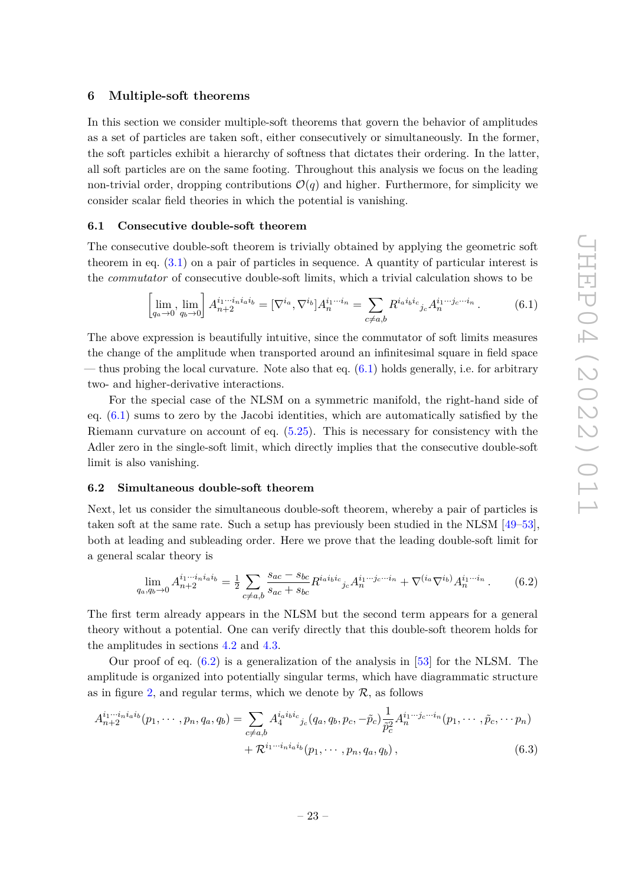## 6 Multiple-soft theorems

In this section we consider multiple-soft theorems that govern the behavior of amplitudes as a set of particles are taken soft, either consecutively or simultaneously. In the former, the soft particles exhibit a hierarchy of softness that dictates their ordering. In the latter, all soft particles are on the same footing. Throughout this analysis we focus on the leading non-trivial order, dropping contributions $\mathcal{O}(q)$ and higher. Furthermore, for simplicity we consider scalar field theories in which the potential is vanishing.

### 6.1 Consecutive double-soft theorem

The consecutive double-soft theorem is trivially obtained by applying the geometric soft theorem in eq. (3.1) on a pair of particles in sequence. A quantity of particular interest is the *commutator* of consecutive double-soft limits, which a trivial calculation shows to be

$$\left[\lim_{q_a\to 0}, \lim_{q_b\to 0}\right] A_{n+2}^{i_1\cdots i_n i_a i_b} = [\nabla^{i_a}, \nabla^{i_b}] A_n^{i_1\cdots i_n} = \sum_{c\neq a,b} R^{i_a i_b i_c}{}_{j_c} A_n^{i_1\cdots j_c \cdots i_n}\,. \tag{6.1}$$

The above expression is beautifully intuitive, since the commutator of soft limits measures the change of the amplitude when transported around an infinitesimal square in field space — thus probing the local curvature. Note also that eq. (6.1) holds generally, i.e. for arbitrary two- and higher-derivative interactions.

For the special case of the NLSM on a symmetric manifold, the right-hand side of eq. (6.1) sums to zero by the Jacobi identities, which are automatically satisfied by the Riemann curvature on account of eq. (5.25). This is necessary for consistency with the Adler zero in the single-soft limit, which directly implies that the consecutive double-soft limit is also vanishing.

### 6.2 Simultaneous double-soft theorem

Next, let us consider the simultaneous double-soft theorem, whereby a pair of particles is taken soft at the same rate. Such a setup has previously been studied in the NLSM [49–53], both at leading and subleading order. Here we prove that the leading double-soft limit for a general scalar theory is

$$\lim_{q_a,q_b\to 0} A_{n+2}^{i_1\cdots i_n i_a i_b} = \tfrac{1}{2}\sum_{c\neq a,b} \frac{s_{ac}-s_{bc}}{s_{ac}+s_{bc}} R^{i_a i_b i_c}{}_{j_c} A_n^{i_1\cdots j_c\cdots i_n} + \nabla^{(i_a}\nabla^{i_b)} A_n^{i_1\cdots i_n}\,. \tag{6.2}$$

The first term already appears in the NLSM but the second term appears for a general theory without a potential. One can verify directly that this double-soft theorem holds for the amplitudes in sections 4.2 and 4.3.

Our proof of eq. (6.2) is a generalization of the analysis in [53] for the NLSM. The amplitude is organized into potentially singular terms, which have diagrammatic structure as in figure 2, and regular terms, which we denote by $\mathcal{R}$, as follows

$$\begin{aligned} A_{n+2}^{i_1\cdots i_n i_a i_b}(p_1,\cdots,p_n,q_a,q_b) = &\sum_{c\neq a,b} A_4^{i_a i_b i_c}{}_{j_c}(q_a,q_b,p_c,-\tilde{p}_c)\frac{1}{\tilde{p}_c^2} A_n^{i_1\cdots j_c\cdots i_n}(p_1,\cdots,\tilde{p}_c,\cdots p_n) \\ &+ \mathcal{R}^{i_1\cdots i_n i_a i_b}(p_1,\cdots,p_n,q_a,q_b)\,, \end{aligned} \tag{6.3}$$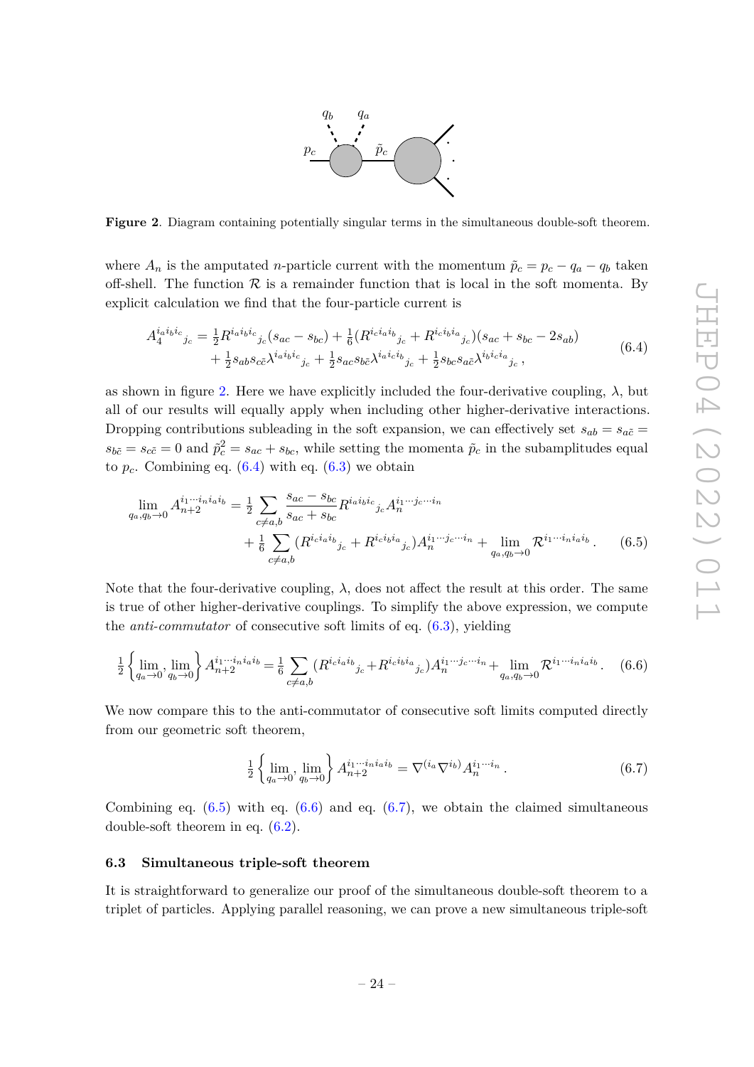**Figure 2**. Diagram containing potentially singular terms in the simultaneous double-soft theorem.

where $A_n$ is the amputated $n$-particle current with the momentum $\tilde{p}_c = p_c - q_a - q_b$ taken off-shell. The function $\mathcal{R}$ is a remainder function that is local in the soft momenta. By explicit calculation we find that the four-particle current is

$$
\begin{aligned}
A_4^{i_a i_b i_c}{}_{j_c} = \tfrac{1}{2} R^{i_a i_b i_c}{}_{j_c}(s_{ac} - s_{bc}) + \tfrac{1}{6}(R^{i_c i_a i_b}{}_{j_c} + R^{i_c i_b i_a}{}_{j_c})(s_{ac} + s_{bc} - 2 s_{ab}) \\
+ \tfrac{1}{2} s_{ab} s_{c\bar{c}} \lambda^{i_a i_b i_c}{}_{j_c} + \tfrac{1}{2} s_{ac} s_{b\bar{c}} \lambda^{i_a i_c i_b}{}_{j_c} + \tfrac{1}{2} s_{bc} s_{a\bar{c}} \lambda^{i_b i_c i_a}{}_{j_c}\,,
\end{aligned}
\tag{6.4}
$$

as shown in figure 2. Here we have explicitly included the four-derivative coupling, $\lambda$, but all of our results will equally apply when including other higher-derivative interactions. Dropping contributions subleading in the soft expansion, we can effectively set $s_{ab} = s_{a\bar{c}} = s_{b\bar{c}} = s_{c\bar{c}} = 0$ and $\tilde{p}_c^2 = s_{ac} + s_{bc}$, while setting the momenta $\tilde{p}_c$ in the subamplitudes equal to $p_c$. Combining eq. (6.4) with eq. (6.3) we obtain

$$
\begin{aligned}
\lim_{q_a, q_b \to 0} A_{n+2}^{i_1 \cdots i_n i_a i_b} &= \tfrac{1}{2} \sum_{c \neq a,b} \frac{s_{ac} - s_{bc}}{s_{ac} + s_{bc}} R^{i_a i_b i_c}{}_{j_c} A_n^{i_1 \cdots j_c \cdots i_n} \\
&\quad + \tfrac{1}{6} \sum_{c \neq a,b} (R^{i_c i_a i_b}{}_{j_c} + R^{i_c i_b i_a}{}_{j_c}) A_n^{i_1 \cdots j_c \cdots i_n} + \lim_{q_a, q_b \to 0} \mathcal{R}^{i_1 \cdots i_n i_a i_b}\,.
\end{aligned}
\tag{6.5}
$$

Note that the four-derivative coupling, $\lambda$, does not affect the result at this order. The same is true of other higher-derivative couplings. To simplify the above expression, we compute the *anti-commutator* of consecutive soft limits of eq. (6.3), yielding

$$
\tfrac{1}{2} \left\{ \lim_{q_a \to 0}, \lim_{q_b \to 0} \right\} A_{n+2}^{i_1 \cdots i_n i_a i_b} = \tfrac{1}{6} \sum_{c \neq a,b} (R^{i_c i_a i_b}{}_{j_c} + R^{i_c i_b i_a}{}_{j_c}) A_n^{i_1 \cdots j_c \cdots i_n} + \lim_{q_a, q_b \to 0} \mathcal{R}^{i_1 \cdots i_n i_a i_b}\,.
\tag{6.6}
$$

We now compare this to the anti-commutator of consecutive soft limits computed directly from our geometric soft theorem,

$$
\tfrac{1}{2} \left\{ \lim_{q_a \to 0}, \lim_{q_b \to 0} \right\} A_{n+2}^{i_1 \cdots i_n i_a i_b} = \nabla^{(i_a} \nabla^{i_b)} A_n^{i_1 \cdots i_n}\,.
\tag{6.7}
$$

Combining eq. (6.5) with eq. (6.6) and eq. (6.7), we obtain the claimed simultaneous double-soft theorem in eq. (6.2).

### 6.3 Simultaneous triple-soft theorem

It is straightforward to generalize our proof of the simultaneous double-soft theorem to a triplet of particles. Applying parallel reasoning, we can prove a new simultaneous triple-soft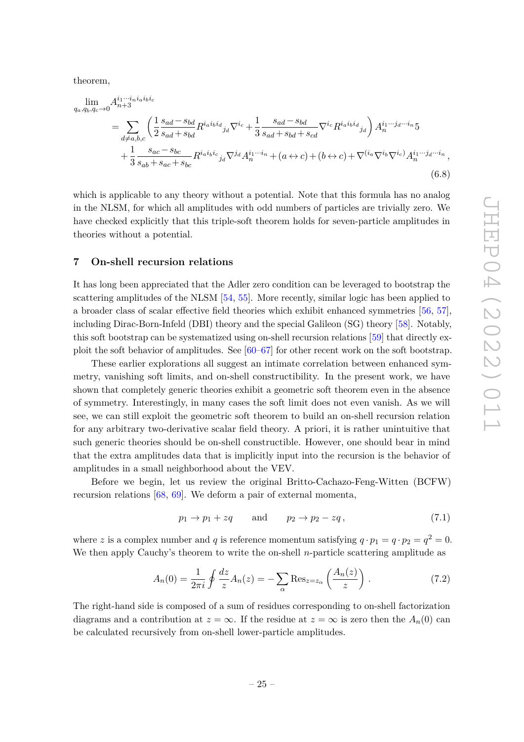theorem,

$$
\begin{aligned}
\lim_{q_a,q_b,q_c\to 0} A_{n+3}^{i_1\cdots i_n i_a i_b i_c}
&= \sum_{d\neq a,b,c}\left(\frac{1}{2}\frac{s_{ad}-s_{bd}}{s_{ad}+s_{bd}} R^{i_a i_b i_d}{}_{j_d}\nabla^{i_c} + \frac{1}{3}\frac{s_{ad}-s_{bd}}{s_{ad}+s_{bd}+s_{cd}} \nabla^{i_c} R^{i_a i_b i_d}{}_{j_d}\right) A_n^{i_1\cdots j_d \cdots i_n} 5 \\
&\quad + \frac{1}{3}\frac{s_{ac}-s_{bc}}{s_{ab}+s_{ac}+s_{bc}} R^{i_a i_b i_c}{}_{j_d}\nabla^{j_d} A_n^{i_1\cdots i_n} + (a\leftrightarrow c) + (b\leftrightarrow c) + \nabla^{(i_a}\nabla^{i_b}\nabla^{i_c)} A_n^{i_1\cdots j_d\cdots i_n}\,,
\end{aligned}
\tag{6.8}
$$

which is applicable to any theory without a potential. Note that this formula has no analog in the NLSM, for which all amplitudes with odd numbers of particles are trivially zero. We have checked explicitly that this triple-soft theorem holds for seven-particle amplitudes in theories without a potential.

## 7 On-shell recursion relations

It has long been appreciated that the Adler zero condition can be leveraged to bootstrap the scattering amplitudes of the NLSM [54, 55]. More recently, similar logic has been applied to a broader class of scalar effective field theories which exhibit enhanced symmetries [56, 57], including Dirac-Born-Infeld (DBI) theory and the special Galileon (SG) theory [58]. Notably, this soft bootstrap can be systematized using on-shell recursion relations [59] that directly exploit the soft behavior of amplitudes. See [60–67] for other recent work on the soft bootstrap.

These earlier explorations all suggest an intimate correlation between enhanced symmetry, vanishing soft limits, and on-shell constructibility. In the present work, we have shown that completely generic theories exhibit a geometric soft theorem even in the absence of symmetry. Interestingly, in many cases the soft limit does not even vanish. As we will see, we can still exploit the geometric soft theorem to build an on-shell recursion relation for any arbitrary two-derivative scalar field theory. A priori, it is rather unintuitive that such generic theories should be on-shell constructible. However, one should bear in mind that the extra amplitudes data that is implicitly input into the recursion is the behavior of amplitudes in a small neighborhood about the VEV.

Before we begin, let us review the original Britto-Cachazo-Feng-Witten (BCFW) recursion relations [68, 69]. We deform a pair of external momenta,

$$
p_1 \to p_1 + zq \qquad \text{and} \qquad p_2 \to p_2 - zq\,,
\tag{7.1}
$$

where $z$ is a complex number and $q$ is reference momentum satisfying $q\cdot p_1 = q\cdot p_2 = q^2 = 0$. We then apply Cauchy's theorem to write the on-shell $n$-particle scattering amplitude as

$$
A_n(0) = \frac{1}{2\pi i}\oint \frac{dz}{z} A_n(z) = -\sum_{\alpha} \mathrm{Res}_{z=z_\alpha}\left(\frac{A_n(z)}{z}\right).
\tag{7.2}
$$

The right-hand side is composed of a sum of residues corresponding to on-shell factorization diagrams and a contribution at $z=\infty$. If the residue at $z=\infty$ is zero then the $A_n(0)$ can be calculated recursively from on-shell lower-particle amplitudes.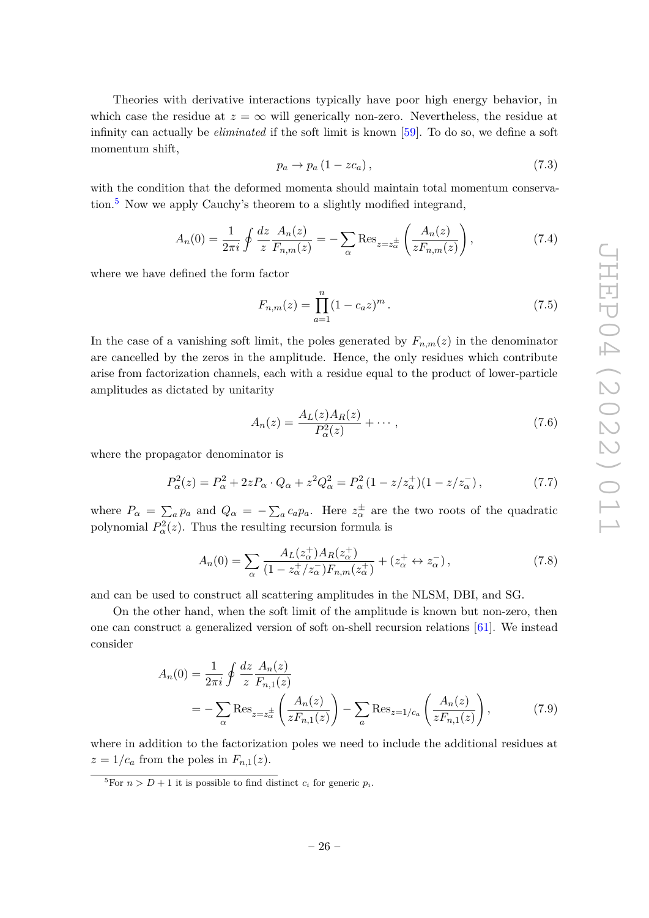Theories with derivative interactions typically have poor high energy behavior, in which case the residue at $z = \infty$ will generically non-zero. Nevertheless, the residue at infinity can actually be *eliminated* if the soft limit is known [59]. To do so, we define a soft momentum shift,

$$p_a \to p_a (1 - z c_a) , \tag{7.3}$$

with the condition that the deformed momenta should maintain total momentum conservation.[5] Now we apply Cauchy's theorem to a slightly modified integrand,

$$A_n(0) = \frac{1}{2\pi i} \oint \frac{dz}{z} \frac{A_n(z)}{F_{n,m}(z)} = - \sum_\alpha \text{Res}_{z=z_\alpha^\pm} \left( \frac{A_n(z)}{z F_{n,m}(z)} \right) , \tag{7.4}$$

where we have defined the form factor

$$F_{n,m}(z) = \prod_{a=1}^{n} (1 - c_a z)^m . \tag{7.5}$$

In the case of a vanishing soft limit, the poles generated by $F_{n,m}(z)$ in the denominator are cancelled by the zeros in the amplitude. Hence, the only residues which contribute arise from factorization channels, each with a residue equal to the product of lower-particle amplitudes as dictated by unitarity

$$A_n(z) = \frac{A_L(z) A_R(z)}{P_\alpha^2(z)} + \cdots , \tag{7.6}$$

where the propagator denominator is

$$P_\alpha^2(z) = P_\alpha^2 + 2z P_\alpha \cdot Q_\alpha + z^2 Q_\alpha^2 = P_\alpha^2 (1 - z/z_\alpha^+)(1 - z/z_\alpha^-) , \tag{7.7}$$

where $P_\alpha = \sum_a p_a$ and $Q_\alpha = -\sum_a c_a p_a$. Here $z_\alpha^\pm$ are the two roots of the quadratic polynomial $P_\alpha^2(z)$. Thus the resulting recursion formula is

$$A_n(0) = \sum_\alpha \frac{A_L(z_\alpha^+) A_R(z_\alpha^+)}{(1 - z_\alpha^+/z_\alpha^-) F_{n,m}(z_\alpha^+)} + (z_\alpha^+ \leftrightarrow z_\alpha^-) , \tag{7.8}$$

and can be used to construct all scattering amplitudes in the NLSM, DBI, and SG.

On the other hand, when the soft limit of the amplitude is known but non-zero, then one can construct a generalized version of soft on-shell recursion relations [61]. We instead consider

$$\begin{aligned} A_n(0) &= \frac{1}{2\pi i} \oint \frac{dz}{z} \frac{A_n(z)}{F_{n,1}(z)} \\ &= - \sum_\alpha \text{Res}_{z=z_\alpha^\pm} \left( \frac{A_n(z)}{z F_{n,1}(z)} \right) - \sum_a \text{Res}_{z=1/c_a} \left( \frac{A_n(z)}{z F_{n,1}(z)} \right) , \end{aligned} \tag{7.9}$$

where in addition to the factorization poles we need to include the additional residues at $z = 1/c_a$ from the poles in $F_{n,1}(z)$.

[5] For $n > D + 1$ it is possible to find distinct $c_i$ for generic $p_i$.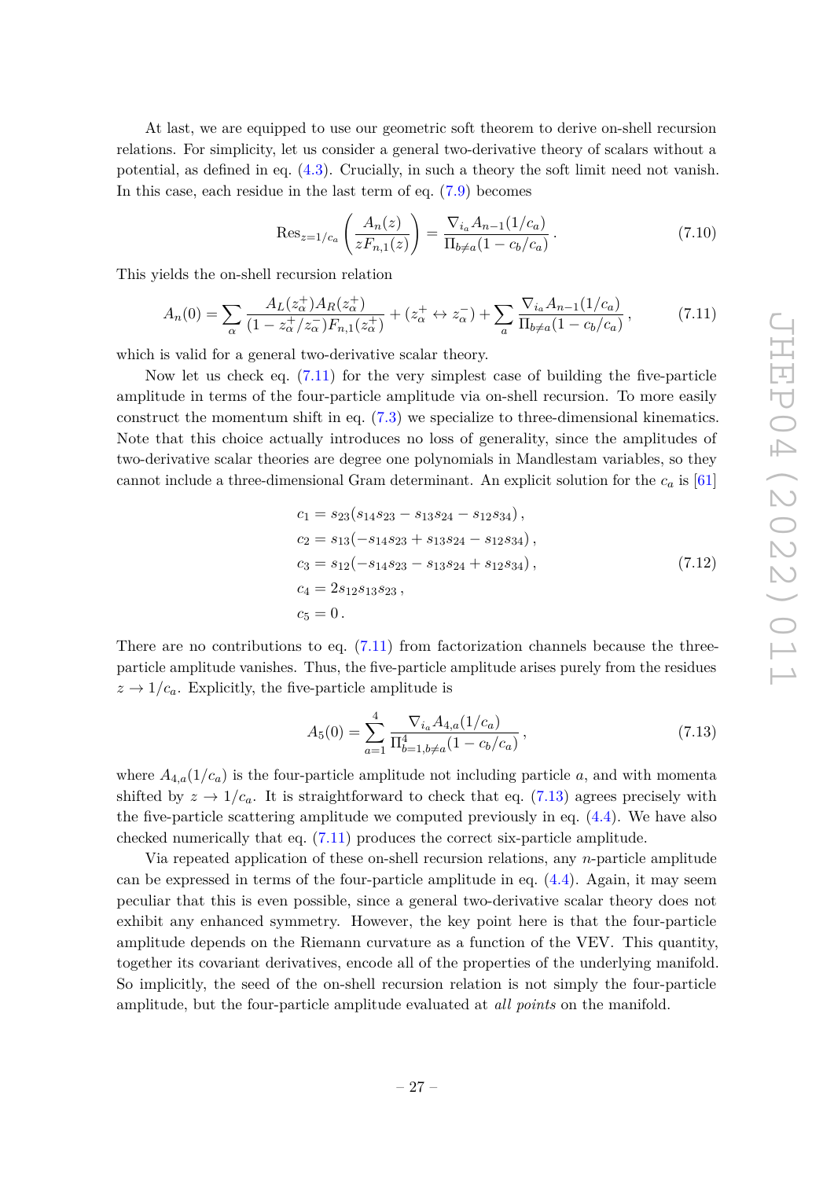At last, we are equipped to use our geometric soft theorem to derive on-shell recursion relations. For simplicity, let us consider a general two-derivative theory of scalars without a potential, as defined in eq. (4.3). Crucially, in such a theory the soft limit need not vanish. In this case, each residue in the last term of eq. (7.9) becomes

$$\mathrm{Res}_{z=1/c_a}\left(\frac{A_n(z)}{zF_{n,1}(z)}\right) = \frac{\nabla_{i_a} A_{n-1}(1/c_a)}{\Pi_{b\neq a}(1-c_b/c_a)}\,. \tag{7.10}$$

This yields the on-shell recursion relation

$$A_n(0) = \sum_\alpha \frac{A_L(z_\alpha^+)A_R(z_\alpha^+)}{(1-z_\alpha^+/z_\alpha^-)F_{n,1}(z_\alpha^+)} + (z_\alpha^+ \leftrightarrow z_\alpha^-) + \sum_a \frac{\nabla_{i_a} A_{n-1}(1/c_a)}{\Pi_{b\neq a}(1-c_b/c_a)}\,, \tag{7.11}$$

which is valid for a general two-derivative scalar theory.

Now let us check eq. (7.11) for the very simplest case of building the five-particle amplitude in terms of the four-particle amplitude via on-shell recursion. To more easily construct the momentum shift in eq. (7.3) we specialize to three-dimensional kinematics. Note that this choice actually introduces no loss of generality, since the amplitudes of two-derivative scalar theories are degree one polynomials in Mandelstam variables, so they cannot include a three-dimensional Gram determinant. An explicit solution for the $c_a$ is [61]

$$\begin{aligned}
c_1 &= s_{23}(s_{14}s_{23} - s_{13}s_{24} - s_{12}s_{34})\,,\\
c_2 &= s_{13}(-s_{14}s_{23} + s_{13}s_{24} - s_{12}s_{34})\,,\\
c_3 &= s_{12}(-s_{14}s_{23} - s_{13}s_{24} + s_{12}s_{34})\,,\\
c_4 &= 2s_{12}s_{13}s_{23}\,,\\
c_5 &= 0\,.
\end{aligned} \tag{7.12}$$

There are no contributions to eq. (7.11) from factorization channels because the three-particle amplitude vanishes. Thus, the five-particle amplitude arises purely from the residues $z \to 1/c_a$. Explicitly, the five-particle amplitude is

$$A_5(0) = \sum_{a=1}^{4} \frac{\nabla_{i_a} A_{4,a}(1/c_a)}{\Pi_{b=1,b\neq a}^{4}(1-c_b/c_a)}\,, \tag{7.13}$$

where $A_{4,a}(1/c_a)$ is the four-particle amplitude not including particle $a$, and with momenta shifted by $z \to 1/c_a$. It is straightforward to check that eq. (7.13) agrees precisely with the five-particle scattering amplitude we computed previously in eq. (4.4). We have also checked numerically that eq. (7.11) produces the correct six-particle amplitude.

Via repeated application of these on-shell recursion relations, any $n$-particle amplitude can be expressed in terms of the four-particle amplitude in eq. (4.4). Again, it may seem peculiar that this is even possible, since a general two-derivative scalar theory does not exhibit any enhanced symmetry. However, the key point here is that the four-particle amplitude depends on the Riemann curvature as a function of the VEV. This quantity, together its covariant derivatives, encode all of the properties of the underlying manifold. So implicitly, the seed of the on-shell recursion relation is not simply the four-particle amplitude, but the four-particle amplitude evaluated at *all points* on the manifold.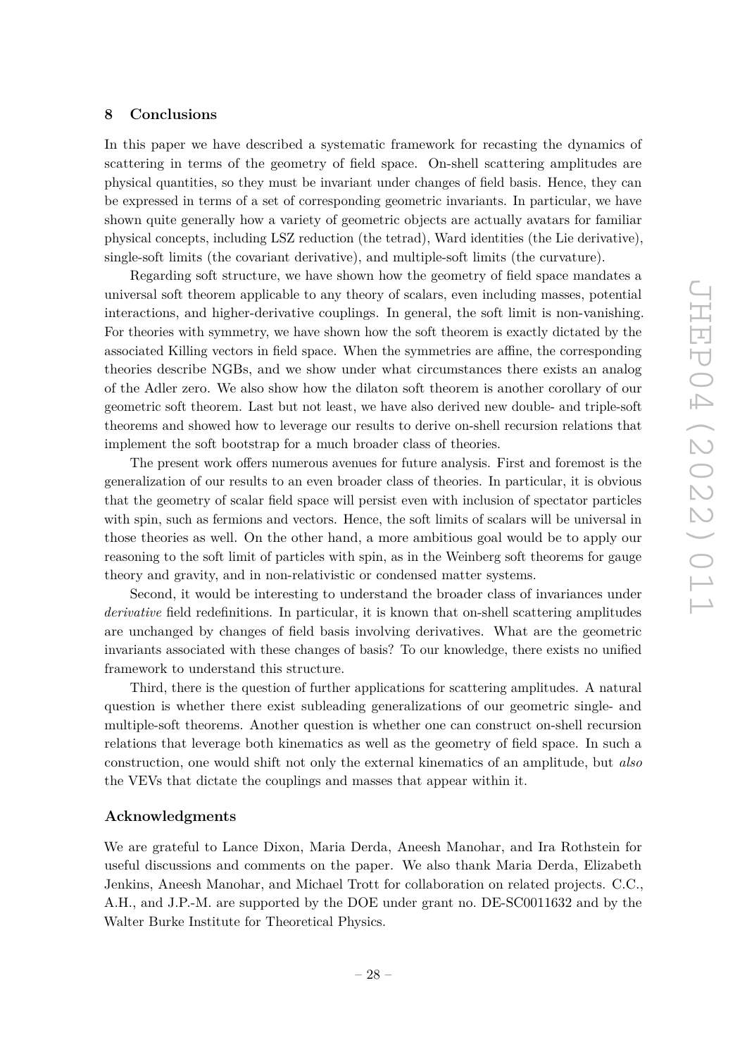## 8 Conclusions

In this paper we have described a systematic framework for recasting the dynamics of scattering in terms of the geometry of field space. On-shell scattering amplitudes are physical quantities, so they must be invariant under changes of field basis. Hence, they can be expressed in terms of a set of corresponding geometric invariants. In particular, we have shown quite generally how a variety of geometric objects are actually avatars for familiar physical concepts, including LSZ reduction (the tetrad), Ward identities (the Lie derivative), single-soft limits (the covariant derivative), and multiple-soft limits (the curvature).

Regarding soft structure, we have shown how the geometry of field space mandates a universal soft theorem applicable to any theory of scalars, even including masses, potential interactions, and higher-derivative couplings. In general, the soft limit is non-vanishing. For theories with symmetry, we have shown how the soft theorem is exactly dictated by the associated Killing vectors in field space. When the symmetries are affine, the corresponding theories describe NGBs, and we show under what circumstances there exists an analog of the Adler zero. We also show how the dilaton soft theorem is another corollary of our geometric soft theorem. Last but not least, we have also derived new double- and triple-soft theorems and showed how to leverage our results to derive on-shell recursion relations that implement the soft bootstrap for a much broader class of theories.

The present work offers numerous avenues for future analysis. First and foremost is the generalization of our results to an even broader class of theories. In particular, it is obvious that the geometry of scalar field space will persist even with inclusion of spectator particles with spin, such as fermions and vectors. Hence, the soft limits of scalars will be universal in those theories as well. On the other hand, a more ambitious goal would be to apply our reasoning to the soft limit of particles with spin, as in the Weinberg soft theorems for gauge theory and gravity, and in non-relativistic or condensed matter systems.

Second, it would be interesting to understand the broader class of invariances under *derivative* field redefinitions. In particular, it is known that on-shell scattering amplitudes are unchanged by changes of field basis involving derivatives. What are the geometric invariants associated with these changes of basis? To our knowledge, there exists no unified framework to understand this structure.

Third, there is the question of further applications for scattering amplitudes. A natural question is whether there exist subleading generalizations of our geometric single- and multiple-soft theorems. Another question is whether one can construct on-shell recursion relations that leverage both kinematics as well as the geometry of field space. In such a construction, one would shift not only the external kinematics of an amplitude, but *also* the VEVs that dictate the couplings and masses that appear within it.

### Acknowledgments

We are grateful to Lance Dixon, Maria Derda, Aneesh Manohar, and Ira Rothstein for useful discussions and comments on the paper. We also thank Maria Derda, Elizabeth Jenkins, Aneesh Manohar, and Michael Trott for collaboration on related projects. C.C., A.H., and J.P.-M. are supported by the DOE under grant no. DE-SC0011632 and by the Walter Burke Institute for Theoretical Physics.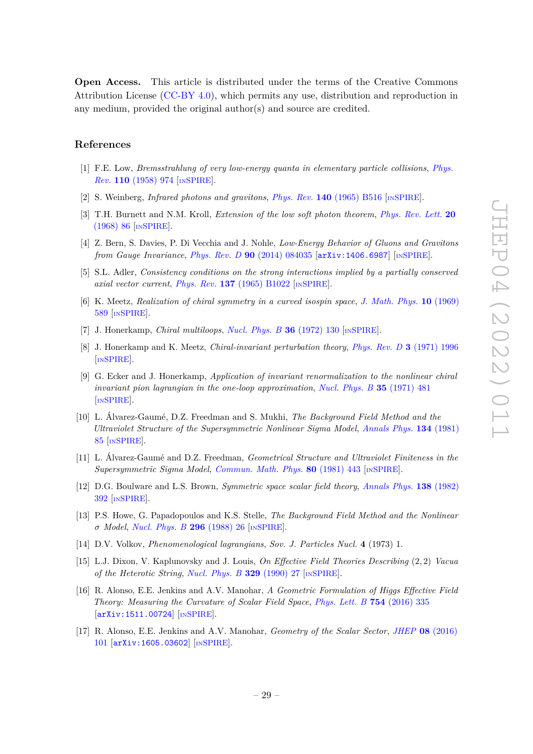**Open Access.** This article is distributed under the terms of the Creative Commons Attribution License (CC-BY 4.0), which permits any use, distribution and reproduction in any medium, provided the original author(s) and source are credited.

## References

[1] F.E. Low, *Bremsstrahlung of very low-energy quanta in elementary particle collisions*, *Phys. Rev.* **110** (1958) 974 [INSPIRE].

[2] S. Weinberg, *Infrared photons and gravitons*, *Phys. Rev.* **140** (1965) B516 [INSPIRE].

[3] T.H. Burnett and N.M. Kroll, *Extension of the low soft photon theorem*, *Phys. Rev. Lett.* **20** (1968) 86 [INSPIRE].

[4] Z. Bern, S. Davies, P. Di Vecchia and J. Nohle, *Low-Energy Behavior of Gluons and Gravitons from Gauge Invariance*, *Phys. Rev. D* **90** (2014) 084035 [arXiv:1406.6987] [INSPIRE].

[5] S.L. Adler, *Consistency conditions on the strong interactions implied by a partially conserved axial vector current*, *Phys. Rev.* **137** (1965) B1022 [INSPIRE].

[6] K. Meetz, *Realization of chiral symmetry in a curved isospin space*, *J. Math. Phys.* **10** (1969) 589 [INSPIRE].

[7] J. Honerkamp, *Chiral multiloops*, *Nucl. Phys. B* **36** (1972) 130 [INSPIRE].

[8] J. Honerkamp and K. Meetz, *Chiral-invariant perturbation theory*, *Phys. Rev. D* **3** (1971) 1996 [INSPIRE].

[9] G. Ecker and J. Honerkamp, *Application of invariant renormalization to the nonlinear chiral invariant pion lagrangian in the one-loop approximation*, *Nucl. Phys. B* **35** (1971) 481 [INSPIRE].

[10] L. Álvarez-Gaumé, D.Z. Freedman and S. Mukhi, *The Background Field Method and the Ultraviolet Structure of the Supersymmetric Nonlinear Sigma Model*, *Annals Phys.* **134** (1981) 85 [INSPIRE].

[11] L. Álvarez-Gaumé and D.Z. Freedman, *Geometrical Structure and Ultraviolet Finiteness in the Supersymmetric Sigma Model*, *Commun. Math. Phys.* **80** (1981) 443 [INSPIRE].

[12] D.G. Boulware and L.S. Brown, *Symmetric space scalar field theory*, *Annals Phys.* **138** (1982) 392 [INSPIRE].

[13] P.S. Howe, G. Papadopoulos and K.S. Stelle, *The Background Field Method and the Nonlinear $\sigma$ Model*, *Nucl. Phys. B* **296** (1988) 26 [INSPIRE].

[14] D.V. Volkov, *Phenomenological lagrangians*, *Sov. J. Particles Nucl.* **4** (1973) 1.

[15] L.J. Dixon, V. Kaplunovsky and J. Louis, *On Effective Field Theories Describing* $(2,2)$ *Vacua of the Heterotic String*, *Nucl. Phys. B* **329** (1990) 27 [INSPIRE].

[16] R. Alonso, E.E. Jenkins and A.V. Manohar, *A Geometric Formulation of Higgs Effective Field Theory: Measuring the Curvature of Scalar Field Space*, *Phys. Lett. B* **754** (2016) 335 [arXiv:1511.00724] [INSPIRE].

[17] R. Alonso, E.E. Jenkins and A.V. Manohar, *Geometry of the Scalar Sector*, *JHEP* **08** (2016) 101 [arXiv:1605.03602] [INSPIRE].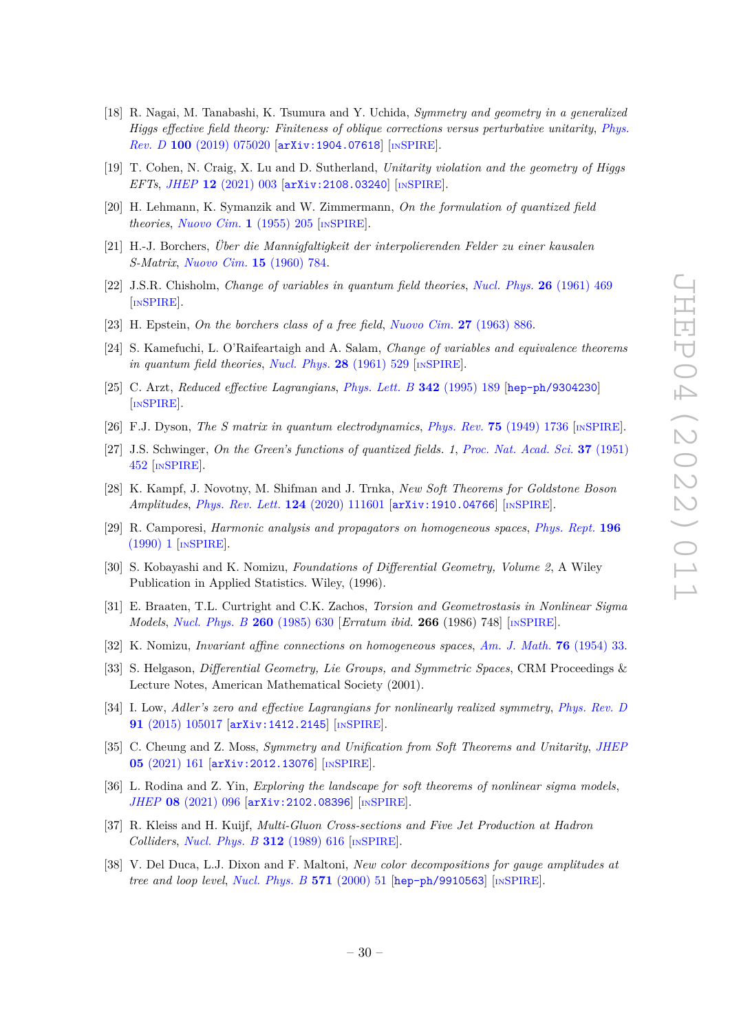[18] R. Nagai, M. Tanabashi, K. Tsumura and Y. Uchida, *Symmetry and geometry in a generalized Higgs effective field theory: Finiteness of oblique corrections versus perturbative unitarity*, *Phys. Rev. D* **100** (2019) 075020 [arXiv:1904.07618] [INSPIRE].

[19] T. Cohen, N. Craig, X. Lu and D. Sutherland, *Unitarity violation and the geometry of Higgs EFTs*, *JHEP* **12** (2021) 003 [arXiv:2108.03240] [INSPIRE].

[20] H. Lehmann, K. Symanzik and W. Zimmermann, *On the formulation of quantized field theories*, *Nuovo Cim.* **1** (1955) 205 [INSPIRE].

[21] H.-J. Borchers, *Über die Mannigfaltigkeit der interpolierenden Felder zu einer kausalen S-Matrix*, *Nuovo Cim.* **15** (1960) 784.

[22] J.S.R. Chisholm, *Change of variables in quantum field theories*, *Nucl. Phys.* **26** (1961) 469 [INSPIRE].

[23] H. Epstein, *On the borchers class of a free field*, *Nuovo Cim.* **27** (1963) 886.

[24] S. Kamefuchi, L. O'Raifeartaigh and A. Salam, *Change of variables and equivalence theorems in quantum field theories*, *Nucl. Phys.* **28** (1961) 529 [INSPIRE].

[25] C. Arzt, *Reduced effective Lagrangians*, *Phys. Lett. B* **342** (1995) 189 [hep-ph/9304230] [INSPIRE].

[26] F.J. Dyson, *The S matrix in quantum electrodynamics*, *Phys. Rev.* **75** (1949) 1736 [INSPIRE].

[27] J.S. Schwinger, *On the Green's functions of quantized fields. 1*, *Proc. Nat. Acad. Sci.* **37** (1951) 452 [INSPIRE].

[28] K. Kampf, J. Novotny, M. Shifman and J. Trnka, *New Soft Theorems for Goldstone Boson Amplitudes*, *Phys. Rev. Lett.* **124** (2020) 111601 [arXiv:1910.04766] [INSPIRE].

[29] R. Camporesi, *Harmonic analysis and propagators on homogeneous spaces*, *Phys. Rept.* **196** (1990) 1 [INSPIRE].

[30] S. Kobayashi and K. Nomizu, *Foundations of Differential Geometry, Volume 2*, A Wiley Publication in Applied Statistics. Wiley, (1996).

[31] E. Braaten, T.L. Curtright and C.K. Zachos, *Torsion and Geometrostasis in Nonlinear Sigma Models*, *Nucl. Phys. B* **260** (1985) 630 [*Erratum ibid.* **266** (1986) 748] [INSPIRE].

[32] K. Nomizu, *Invariant affine connections on homogeneous spaces*, *Am. J. Math.* **76** (1954) 33.

[33] S. Helgason, *Differential Geometry, Lie Groups, and Symmetric Spaces*, CRM Proceedings & Lecture Notes, American Mathematical Society (2001).

[34] I. Low, *Adler's zero and effective Lagrangians for nonlinearly realized symmetry*, *Phys. Rev. D* **91** (2015) 105017 [arXiv:1412.2145] [INSPIRE].

[35] C. Cheung and Z. Moss, *Symmetry and Unification from Soft Theorems and Unitarity*, *JHEP* **05** (2021) 161 [arXiv:2012.13076] [INSPIRE].

[36] L. Rodina and Z. Yin, *Exploring the landscape for soft theorems of nonlinear sigma models*, *JHEP* **08** (2021) 096 [arXiv:2102.08396] [INSPIRE].

[37] R. Kleiss and H. Kuijf, *Multi-Gluon Cross-sections and Five Jet Production at Hadron Colliders*, *Nucl. Phys. B* **312** (1989) 616 [INSPIRE].

[38] V. Del Duca, L.J. Dixon and F. Maltoni, *New color decompositions for gauge amplitudes at tree and loop level*, *Nucl. Phys. B* **571** (2000) 51 [hep-ph/9910563] [INSPIRE].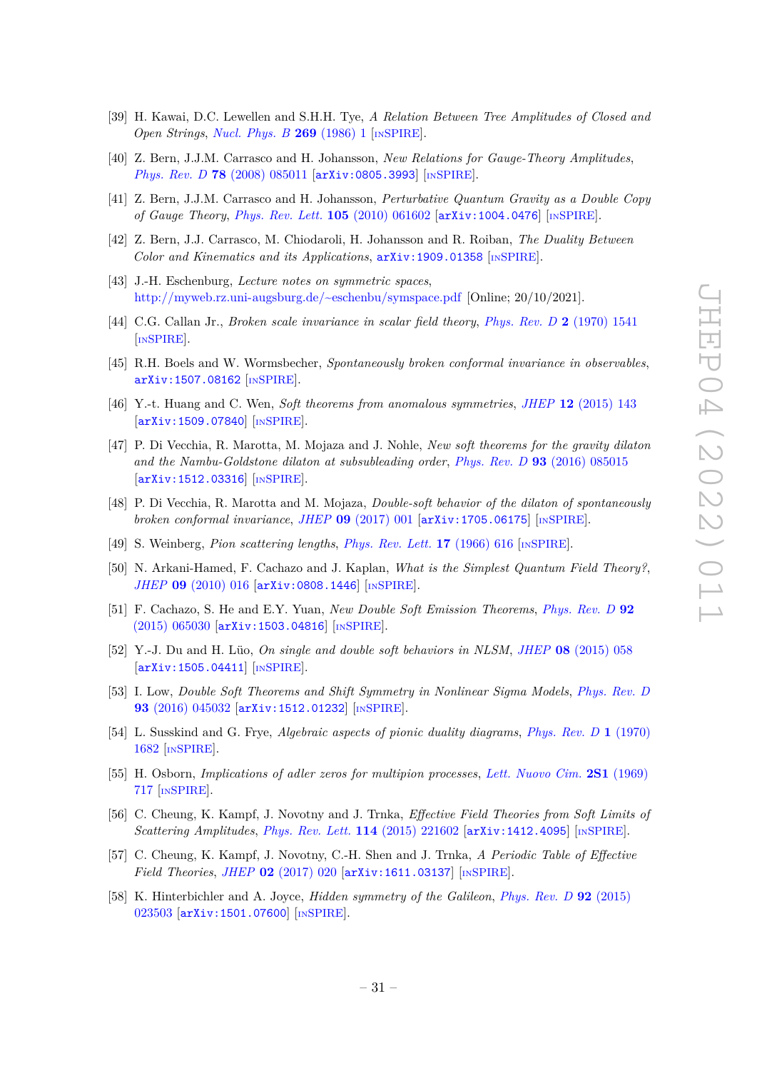[39] H. Kawai, D.C. Lewellen and S.H.H. Tye, *A Relation Between Tree Amplitudes of Closed and Open Strings*, *Nucl. Phys. B* **269** (1986) 1 [INSPIRE].

[40] Z. Bern, J.J.M. Carrasco and H. Johansson, *New Relations for Gauge-Theory Amplitudes*, *Phys. Rev. D* **78** (2008) 085011 [arXiv:0805.3993] [INSPIRE].

[41] Z. Bern, J.J.M. Carrasco and H. Johansson, *Perturbative Quantum Gravity as a Double Copy of Gauge Theory*, *Phys. Rev. Lett.* **105** (2010) 061602 [arXiv:1004.0476] [INSPIRE].

[42] Z. Bern, J.J. Carrasco, M. Chiodaroli, H. Johansson and R. Roiban, *The Duality Between Color and Kinematics and its Applications*, arXiv:1909.01358 [INSPIRE].

[43] J.-H. Eschenburg, *Lecture notes on symmetric spaces*, http://myweb.rz.uni-augsburg.de/~eschenbu/symspace.pdf [Online; 20/10/2021].

[44] C.G. Callan Jr., *Broken scale invariance in scalar field theory*, *Phys. Rev. D* **2** (1970) 1541 [INSPIRE].

[45] R.H. Boels and W. Wormsbecher, *Spontaneously broken conformal invariance in observables*, arXiv:1507.08162 [INSPIRE].

[46] Y.-t. Huang and C. Wen, *Soft theorems from anomalous symmetries*, *JHEP* **12** (2015) 143 [arXiv:1509.07840] [INSPIRE].

[47] P. Di Vecchia, R. Marotta, M. Mojaza and J. Nohle, *New soft theorems for the gravity dilaton and the Nambu-Goldstone dilaton at subsubleading order*, *Phys. Rev. D* **93** (2016) 085015 [arXiv:1512.03316] [INSPIRE].

[48] P. Di Vecchia, R. Marotta and M. Mojaza, *Double-soft behavior of the dilaton of spontaneously broken conformal invariance*, *JHEP* **09** (2017) 001 [arXiv:1705.06175] [INSPIRE].

[49] S. Weinberg, *Pion scattering lengths*, *Phys. Rev. Lett.* **17** (1966) 616 [INSPIRE].

[50] N. Arkani-Hamed, F. Cachazo and J. Kaplan, *What is the Simplest Quantum Field Theory?*, *JHEP* **09** (2010) 016 [arXiv:0808.1446] [INSPIRE].

[51] F. Cachazo, S. He and E.Y. Yuan, *New Double Soft Emission Theorems*, *Phys. Rev. D* **92** (2015) 065030 [arXiv:1503.04816] [INSPIRE].

[52] Y.-J. Du and H. Lüo, *On single and double soft behaviors in NLSM*, *JHEP* **08** (2015) 058 [arXiv:1505.04411] [INSPIRE].

[53] I. Low, *Double Soft Theorems and Shift Symmetry in Nonlinear Sigma Models*, *Phys. Rev. D* **93** (2016) 045032 [arXiv:1512.01232] [INSPIRE].

[54] L. Susskind and G. Frye, *Algebraic aspects of pionic duality diagrams*, *Phys. Rev. D* **1** (1970) 1682 [INSPIRE].

[55] H. Osborn, *Implications of adler zeros for multipion processes*, *Lett. Nuovo Cim.* **2S1** (1969) 717 [INSPIRE].

[56] C. Cheung, K. Kampf, J. Novotny and J. Trnka, *Effective Field Theories from Soft Limits of Scattering Amplitudes*, *Phys. Rev. Lett.* **114** (2015) 221602 [arXiv:1412.4095] [INSPIRE].

[57] C. Cheung, K. Kampf, J. Novotny, C.-H. Shen and J. Trnka, *A Periodic Table of Effective Field Theories*, *JHEP* **02** (2017) 020 [arXiv:1611.03137] [INSPIRE].

[58] K. Hinterbichler and A. Joyce, *Hidden symmetry of the Galileon*, *Phys. Rev. D* **92** (2015) 023503 [arXiv:1501.07600] [INSPIRE].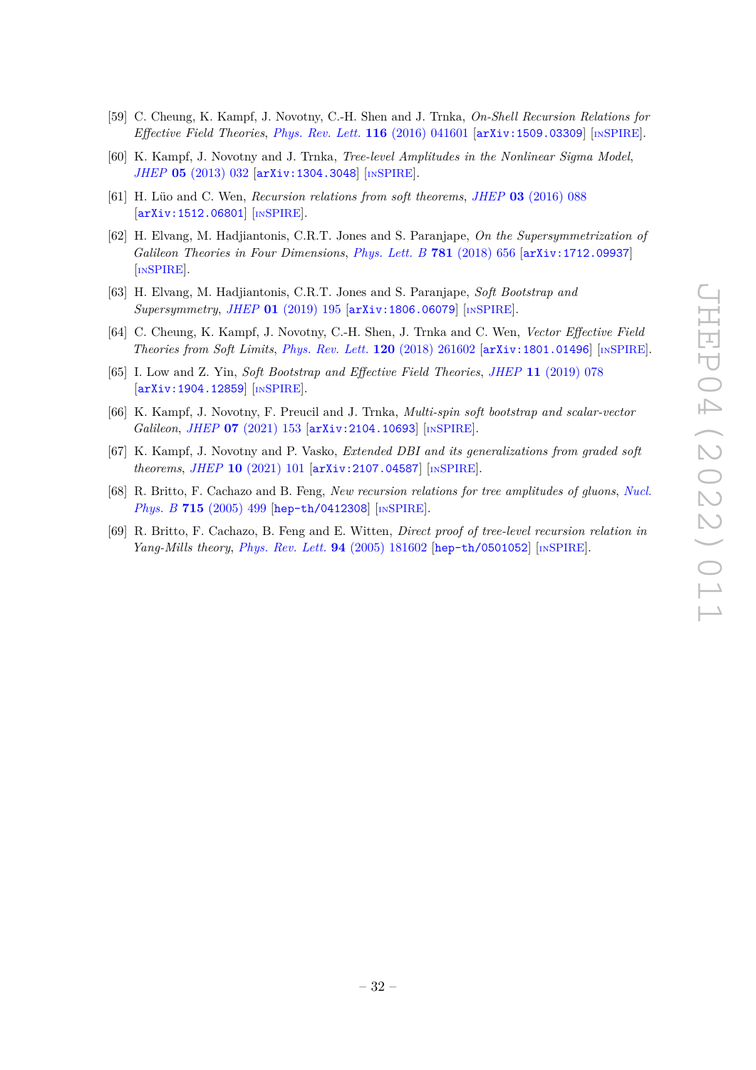[59] C. Cheung, K. Kampf, J. Novotny, C.-H. Shen and J. Trnka, *On-Shell Recursion Relations for Effective Field Theories*, *Phys. Rev. Lett.* **116** (2016) 041601 [arXiv:1509.03309] [INSPIRE].

[60] K. Kampf, J. Novotny and J. Trnka, *Tree-level Amplitudes in the Nonlinear Sigma Model*, *JHEP* **05** (2013) 032 [arXiv:1304.3048] [INSPIRE].

[61] H. Lüo and C. Wen, *Recursion relations from soft theorems*, *JHEP* **03** (2016) 088 [arXiv:1512.06801] [INSPIRE].

[62] H. Elvang, M. Hadjiantonis, C.R.T. Jones and S. Paranjape, *On the Supersymmetrization of Galileon Theories in Four Dimensions*, *Phys. Lett. B* **781** (2018) 656 [arXiv:1712.09937] [INSPIRE].

[63] H. Elvang, M. Hadjiantonis, C.R.T. Jones and S. Paranjape, *Soft Bootstrap and Supersymmetry*, *JHEP* **01** (2019) 195 [arXiv:1806.06079] [INSPIRE].

[64] C. Cheung, K. Kampf, J. Novotny, C.-H. Shen, J. Trnka and C. Wen, *Vector Effective Field Theories from Soft Limits*, *Phys. Rev. Lett.* **120** (2018) 261602 [arXiv:1801.01496] [INSPIRE].

[65] I. Low and Z. Yin, *Soft Bootstrap and Effective Field Theories*, *JHEP* **11** (2019) 078 [arXiv:1904.12859] [INSPIRE].

[66] K. Kampf, J. Novotny, F. Preucil and J. Trnka, *Multi-spin soft bootstrap and scalar-vector Galileon*, *JHEP* **07** (2021) 153 [arXiv:2104.10693] [INSPIRE].

[67] K. Kampf, J. Novotny and P. Vasko, *Extended DBI and its generalizations from graded soft theorems*, *JHEP* **10** (2021) 101 [arXiv:2107.04587] [INSPIRE].

[68] R. Britto, F. Cachazo and B. Feng, *New recursion relations for tree amplitudes of gluons*, *Nucl. Phys. B* **715** (2005) 499 [hep-th/0412308] [INSPIRE].

[69] R. Britto, F. Cachazo, B. Feng and E. Witten, *Direct proof of tree-level recursion relation in Yang-Mills theory*, *Phys. Rev. Lett.* **94** (2005) 181602 [hep-th/0501052] [INSPIRE].